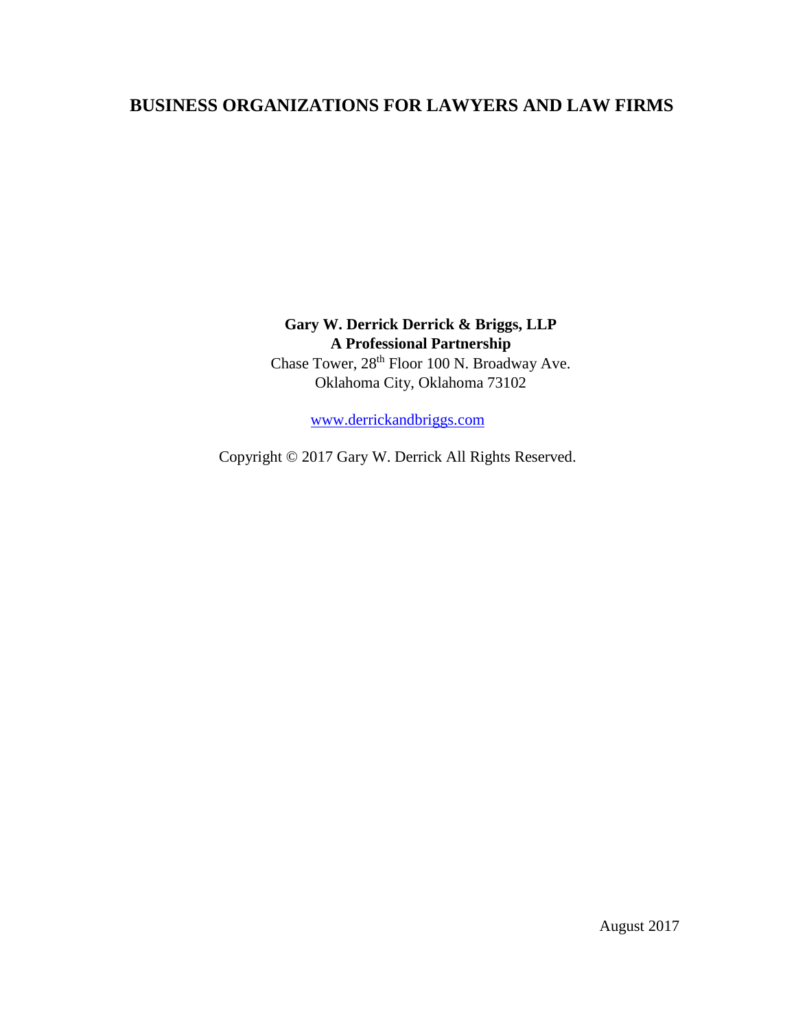# BUSINESS ORGANIZATIONS FOR LAWYERS AND LAW FIRMS

**Gary W. Derrick Derrick & Briggs, LLP**
**A Professional Partnership**
Chase Tower, 28th Floor 100 N. Broadway Ave.
Oklahoma City, Oklahoma 73102

www.derrickandbriggs.com

Copyright © 2017 Gary W. Derrick All Rights Reserved.

August 2017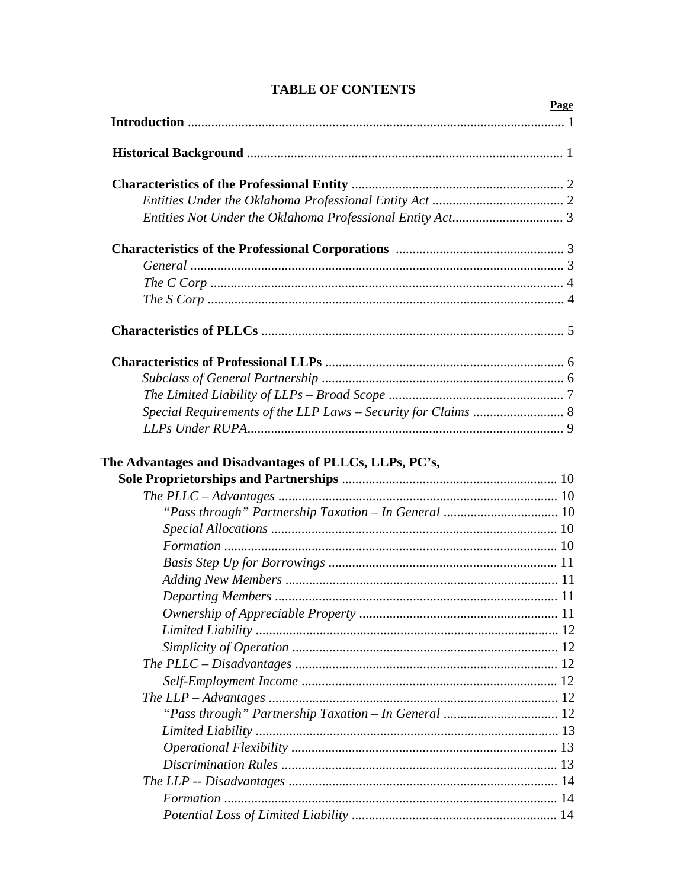# TABLE OF CONTENTS

| | Page |
|---|---|
| **Introduction** | 1 |
| **Historical Background** | 1 |
| **Characteristics of the Professional Entity** | 2 |
| *Entities Under the Oklahoma Professional Entity Act* | 2 |
| *Entities Not Under the Oklahoma Professional Entity Act* | 3 |
| **Characteristics of the Professional Corporations** | 3 |
| *General* | 3 |
| *The C Corp* | 4 |
| *The S Corp* | 4 |
| **Characteristics of PLLCs** | 5 |
| **Characteristics of Professional LLPs** | 6 |
| *Subclass of General Partnership* | 6 |
| *The Limited Liability of LLPs – Broad Scope* | 7 |
| *Special Requirements of the LLP Laws – Security for Claims* | 8 |
| *LLPs Under RUPA* | 9 |
| **The Advantages and Disadvantages of PLLCs, LLPs, PC's, Sole Proprietorships and Partnerships** | 10 |
| *The PLLC – Advantages* | 10 |
| *"Pass through" Partnership Taxation – In General* | 10 |
| *Special Allocations* | 10 |
| *Formation* | 10 |
| *Basis Step Up for Borrowings* | 11 |
| *Adding New Members* | 11 |
| *Departing Members* | 11 |
| *Ownership of Appreciable Property* | 11 |
| *Limited Liability* | 12 |
| *Simplicity of Operation* | 12 |
| *The PLLC – Disadvantages* | 12 |
| *Self-Employment Income* | 12 |
| *The LLP – Advantages* | 12 |
| *"Pass through" Partnership Taxation – In General* | 12 |
| *Limited Liability* | 13 |
| *Operational Flexibility* | 13 |
| *Discrimination Rules* | 13 |
| *The LLP -- Disadvantages* | 14 |
| *Formation* | 14 |
| *Potential Loss of Limited Liability* | 14 |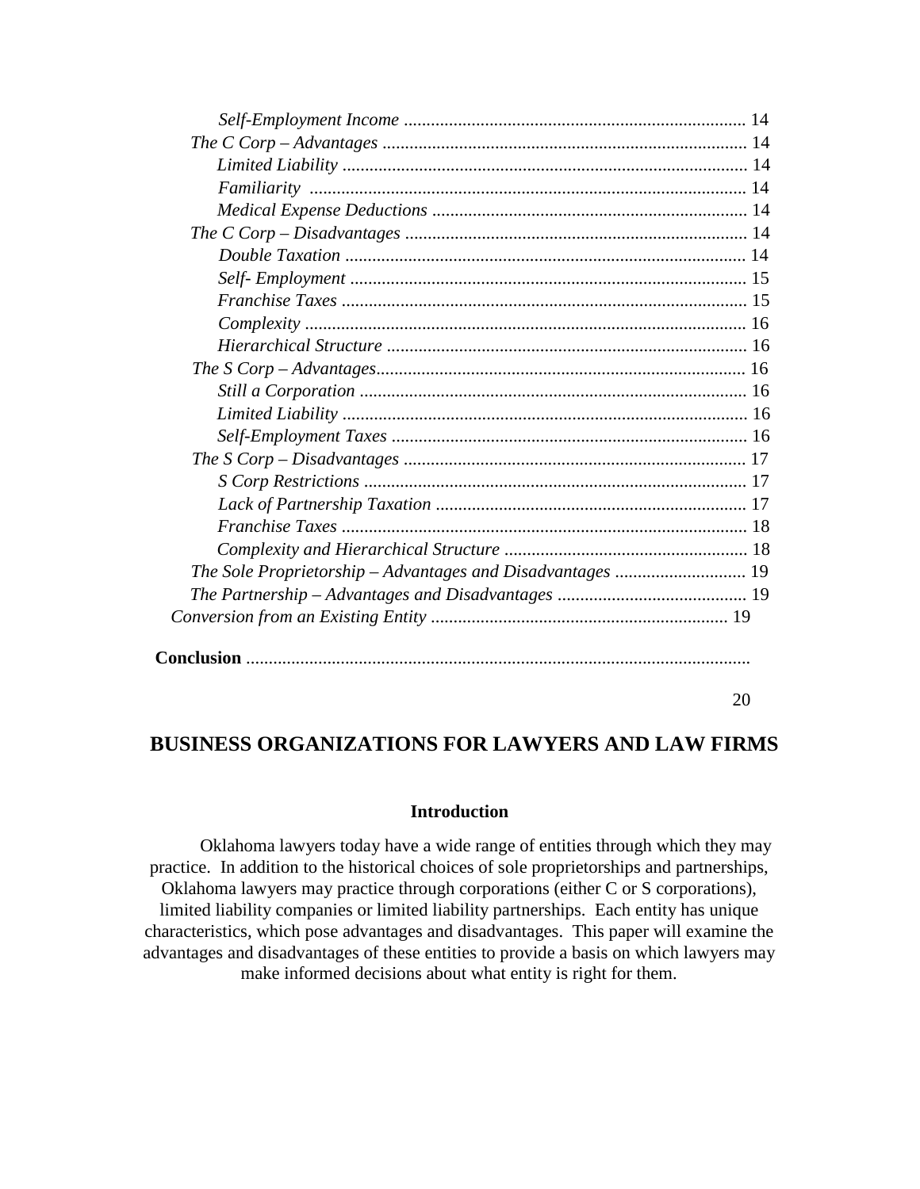*Self-Employment Income* ........................................................................... 14
*The C Corp – Advantages* ................................................................................ 14
*Limited Liability* .......................................................................................... 14
*Familiarity* ................................................................................................. 14
*Medical Expense Deductions* ...................................................................... 14
*The C Corp – Disadvantages* ........................................................................... 14
*Double Taxation* ........................................................................................ 14
*Self- Employment* ....................................................................................... 15
*Franchise Taxes* .......................................................................................... 15
*Complexity* ................................................................................................. 16
*Hierarchical Structure* ................................................................................ 16
*The S Corp – Advantages*................................................................................. 16
*Still a Corporation* ...................................................................................... 16
*Limited Liability* .......................................................................................... 16
*Self-Employment Taxes* .............................................................................. 16
*The S Corp – Disadvantages* ........................................................................... 17
*S Corp Restrictions* ..................................................................................... 17
*Lack of Partnership Taxation* ..................................................................... 17
*Franchise Taxes* .......................................................................................... 18
*Complexity and Hierarchical Structure* ...................................................... 18
*The Sole Proprietorship – Advantages and Disadvantages* ............................. 19
*The Partnership – Advantages and Disadvantages* .......................................... 19
*Conversion from an Existing Entity* .................................................................. 19

**Conclusion** ............................................................................................................... 20

# BUSINESS ORGANIZATIONS FOR LAWYERS AND LAW FIRMS

## Introduction

Oklahoma lawyers today have a wide range of entities through which they may practice. In addition to the historical choices of sole proprietorships and partnerships, Oklahoma lawyers may practice through corporations (either C or S corporations), limited liability companies or limited liability partnerships. Each entity has unique characteristics, which pose advantages and disadvantages. This paper will examine the advantages and disadvantages of these entities to provide a basis on which lawyers may make informed decisions about what entity is right for them.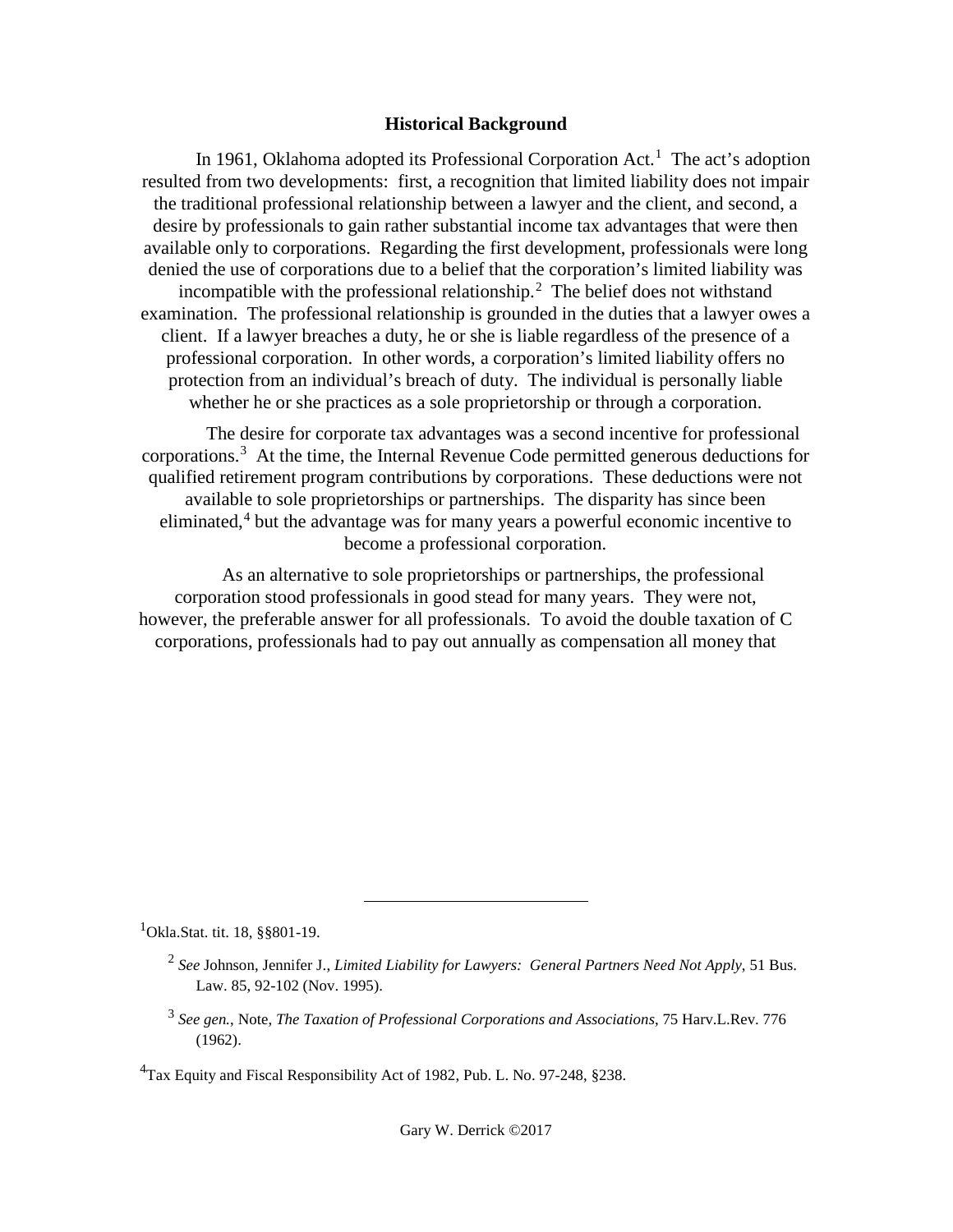### Historical Background

In 1961, Oklahoma adopted its Professional Corporation Act.[1] The act's adoption resulted from two developments: first, a recognition that limited liability does not impair the traditional professional relationship between a lawyer and the client, and second, a desire by professionals to gain rather substantial income tax advantages that were then available only to corporations. Regarding the first development, professionals were long denied the use of corporations due to a belief that the corporation's limited liability was incompatible with the professional relationship.[2] The belief does not withstand examination. The professional relationship is grounded in the duties that a lawyer owes a client. If a lawyer breaches a duty, he or she is liable regardless of the presence of a professional corporation. In other words, a corporation's limited liability offers no protection from an individual's breach of duty. The individual is personally liable whether he or she practices as a sole proprietorship or through a corporation.

The desire for corporate tax advantages was a second incentive for professional corporations.[3] At the time, the Internal Revenue Code permitted generous deductions for qualified retirement program contributions by corporations. These deductions were not available to sole proprietorships or partnerships. The disparity has since been eliminated,[4] but the advantage was for many years a powerful economic incentive to become a professional corporation.

As an alternative to sole proprietorships or partnerships, the professional corporation stood professionals in good stead for many years. They were not, however, the preferable answer for all professionals. To avoid the double taxation of C corporations, professionals had to pay out annually as compensation all money that

---

[1] Okla.Stat. tit. 18, §§801-19.

[2] *See* Johnson, Jennifer J., *Limited Liability for Lawyers: General Partners Need Not Apply*, 51 Bus. Law. 85, 92-102 (Nov. 1995).

[3] *See gen.*, Note, *The Taxation of Professional Corporations and Associations*, 75 Harv.L.Rev. 776 (1962).

[4] Tax Equity and Fiscal Responsibility Act of 1982, Pub. L. No. 97-248, §238.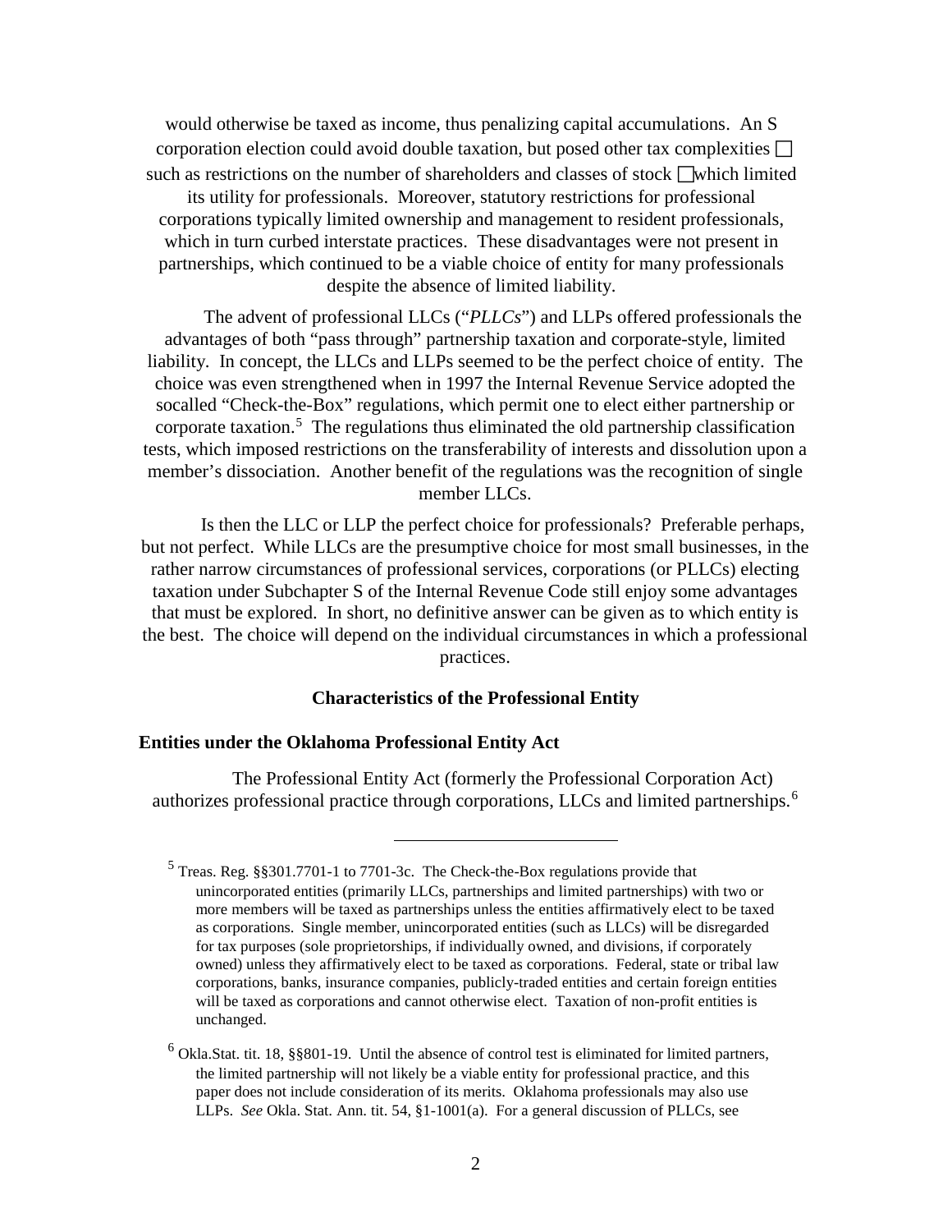would otherwise be taxed as income, thus penalizing capital accumulations. An S corporation election could avoid double taxation, but posed other tax complexities — such as restrictions on the number of shareholders and classes of stock — which limited its utility for professionals. Moreover, statutory restrictions for professional corporations typically limited ownership and management to resident professionals, which in turn curbed interstate practices. These disadvantages were not present in partnerships, which continued to be a viable choice of entity for many professionals despite the absence of limited liability.

The advent of professional LLCs ("*PLLCs*") and LLPs offered professionals the advantages of both "pass through" partnership taxation and corporate-style, limited liability. In concept, the LLCs and LLPs seemed to be the perfect choice of entity. The choice was even strengthened when in 1997 the Internal Revenue Service adopted the socalled "Check-the-Box" regulations, which permit one to elect either partnership or corporate taxation.[5] The regulations thus eliminated the old partnership classification tests, which imposed restrictions on the transferability of interests and dissolution upon a member's dissociation. Another benefit of the regulations was the recognition of single member LLCs.

Is then the LLC or LLP the perfect choice for professionals? Preferable perhaps, but not perfect. While LLCs are the presumptive choice for most small businesses, in the rather narrow circumstances of professional services, corporations (or PLLCs) electing taxation under Subchapter S of the Internal Revenue Code still enjoy some advantages that must be explored. In short, no definitive answer can be given as to which entity is the best. The choice will depend on the individual circumstances in which a professional practices.

## Characteristics of the Professional Entity

### Entities under the Oklahoma Professional Entity Act

The Professional Entity Act (formerly the Professional Corporation Act) authorizes professional practice through corporations, LLCs and limited partnerships.[6]

---

[5] Treas. Reg. §§301.7701-1 to 7701-3c. The Check-the-Box regulations provide that unincorporated entities (primarily LLCs, partnerships and limited partnerships) with two or more members will be taxed as partnerships unless the entities affirmatively elect to be taxed as corporations. Single member, unincorporated entities (such as LLCs) will be disregarded for tax purposes (sole proprietorships, if individually owned, and divisions, if corporately owned) unless they affirmatively elect to be taxed as corporations. Federal, state or tribal law corporations, banks, insurance companies, publicly-traded entities and certain foreign entities will be taxed as corporations and cannot otherwise elect. Taxation of non-profit entities is unchanged.

[6] Okla.Stat. tit. 18, §§801-19. Until the absence of control test is eliminated for limited partners, the limited partnership will not likely be a viable entity for professional practice, and this paper does not include consideration of its merits. Oklahoma professionals may also use LLPs. *See* Okla. Stat. Ann. tit. 54, §1-1001(a). For a general discussion of PLLCs, see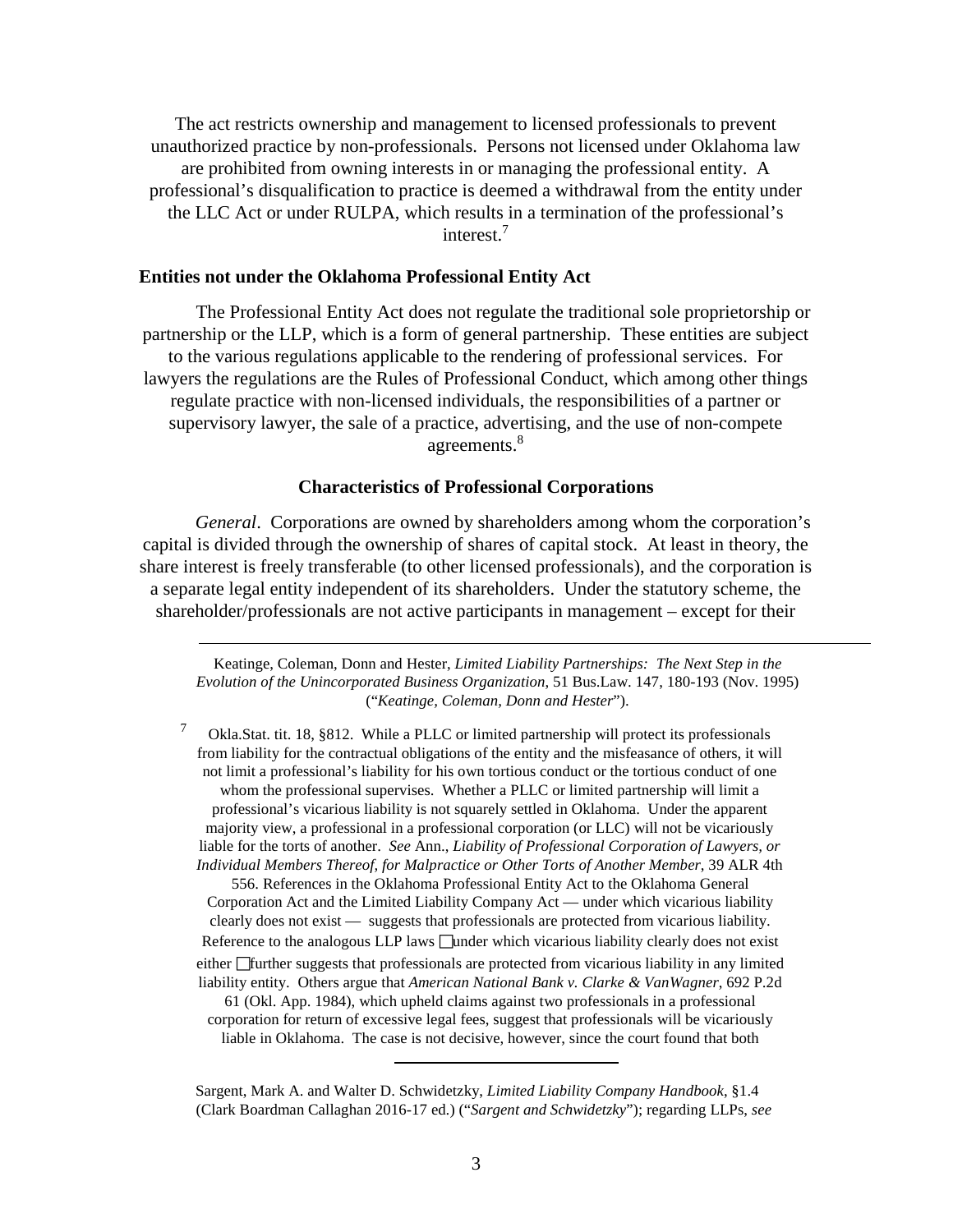The act restricts ownership and management to licensed professionals to prevent unauthorized practice by non-professionals. Persons not licensed under Oklahoma law are prohibited from owning interests in or managing the professional entity. A professional's disqualification to practice is deemed a withdrawal from the entity under the LLC Act or under RULPA, which results in a termination of the professional's interest.[7]

### Entities not under the Oklahoma Professional Entity Act

The Professional Entity Act does not regulate the traditional sole proprietorship or partnership or the LLP, which is a form of general partnership. These entities are subject to the various regulations applicable to the rendering of professional services. For lawyers the regulations are the Rules of Professional Conduct, which among other things regulate practice with non-licensed individuals, the responsibilities of a partner or supervisory lawyer, the sale of a practice, advertising, and the use of non-compete agreements.[8]

### Characteristics of Professional Corporations

*General*. Corporations are owned by shareholders among whom the corporation's capital is divided through the ownership of shares of capital stock. At least in theory, the share interest is freely transferable (to other licensed professionals), and the corporation is a separate legal entity independent of its shareholders. Under the statutory scheme, the shareholder/professionals are not active participants in management – except for their

---

Keatinge, Coleman, Donn and Hester, *Limited Liability Partnerships: The Next Step in the Evolution of the Unincorporated Business Organization*, 51 Bus.Law. 147, 180-193 (Nov. 1995) ("*Keatinge, Coleman, Donn and Hester*").

[7] Okla.Stat. tit. 18, §812. While a PLLC or limited partnership will protect its professionals from liability for the contractual obligations of the entity and the misfeasance of others, it will not limit a professional's liability for his own tortious conduct or the tortious conduct of one whom the professional supervises. Whether a PLLC or limited partnership will limit a professional's vicarious liability is not squarely settled in Oklahoma. Under the apparent majority view, a professional in a professional corporation (or LLC) will not be vicariously liable for the torts of another. *See* Ann., *Liability of Professional Corporation of Lawyers, or Individual Members Thereof, for Malpractice or Other Torts of Another Member*, 39 ALR 4th 556. References in the Oklahoma Professional Entity Act to the Oklahoma General Corporation Act and the Limited Liability Company Act — under which vicarious liability clearly does not exist — suggests that professionals are protected from vicarious liability. Reference to the analogous LLP laws — under which vicarious liability clearly does not exist either — further suggests that professionals are protected from vicarious liability in any limited liability entity. Others argue that *American National Bank v. Clarke & VanWagner*, 692 P.2d 61 (Okl. App. 1984), which upheld claims against two professionals in a professional corporation for return of excessive legal fees, suggest that professionals will be vicariously liable in Oklahoma. The case is not decisive, however, since the court found that both

---

Sargent, Mark A. and Walter D. Schwidetzky, *Limited Liability Company Handbook*, §1.4 (Clark Boardman Callaghan 2016-17 ed.) ("*Sargent and Schwidetzky*"); regarding LLPs, *see*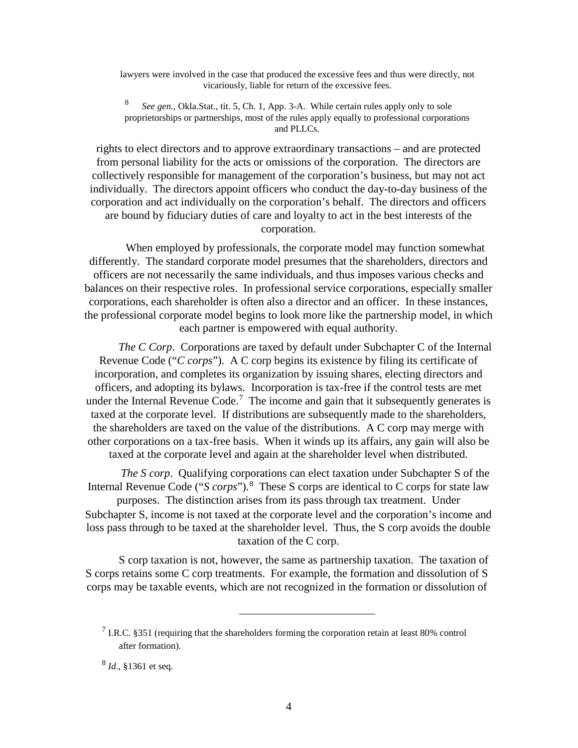lawyers were involved in the case that produced the excessive fees and thus were directly, not vicariously, liable for return of the excessive fees.

[8] *See gen.*, Okla.Stat., tit. 5, Ch. 1, App. 3-A. While certain rules apply only to sole proprietorships or partnerships, most of the rules apply equally to professional corporations and PLLCs.

rights to elect directors and to approve extraordinary transactions – and are protected from personal liability for the acts or omissions of the corporation. The directors are collectively responsible for management of the corporation's business, but may not act individually. The directors appoint officers who conduct the day-to-day business of the corporation and act individually on the corporation's behalf. The directors and officers are bound by fiduciary duties of care and loyalty to act in the best interests of the corporation.

When employed by professionals, the corporate model may function somewhat differently. The standard corporate model presumes that the shareholders, directors and officers are not necessarily the same individuals, and thus imposes various checks and balances on their respective roles. In professional service corporations, especially smaller corporations, each shareholder is often also a director and an officer. In these instances, the professional corporate model begins to look more like the partnership model, in which each partner is empowered with equal authority.

*The C Corp*. Corporations are taxed by default under Subchapter C of the Internal Revenue Code ("*C corps*"). A C corp begins its existence by filing its certificate of incorporation, and completes its organization by issuing shares, electing directors and officers, and adopting its bylaws. Incorporation is tax-free if the control tests are met under the Internal Revenue Code.[7] The income and gain that it subsequently generates is taxed at the corporate level. If distributions are subsequently made to the shareholders, the shareholders are taxed on the value of the distributions. A C corp may merge with other corporations on a tax-free basis. When it winds up its affairs, any gain will also be taxed at the corporate level and again at the shareholder level when distributed.

*The S corp*. Qualifying corporations can elect taxation under Subchapter S of the Internal Revenue Code ("*S corps*").[8] These S corps are identical to C corps for state law purposes. The distinction arises from its pass through tax treatment. Under Subchapter S, income is not taxed at the corporate level and the corporation's income and loss pass through to be taxed at the shareholder level. Thus, the S corp avoids the double taxation of the C corp.

S corp taxation is not, however, the same as partnership taxation. The taxation of S corps retains some C corp treatments. For example, the formation and dissolution of S corps may be taxable events, which are not recognized in the formation or dissolution of

---

[7] I.R.C. §351 (requiring that the shareholders forming the corporation retain at least 80% control after formation).

[8] *Id*., §1361 et seq.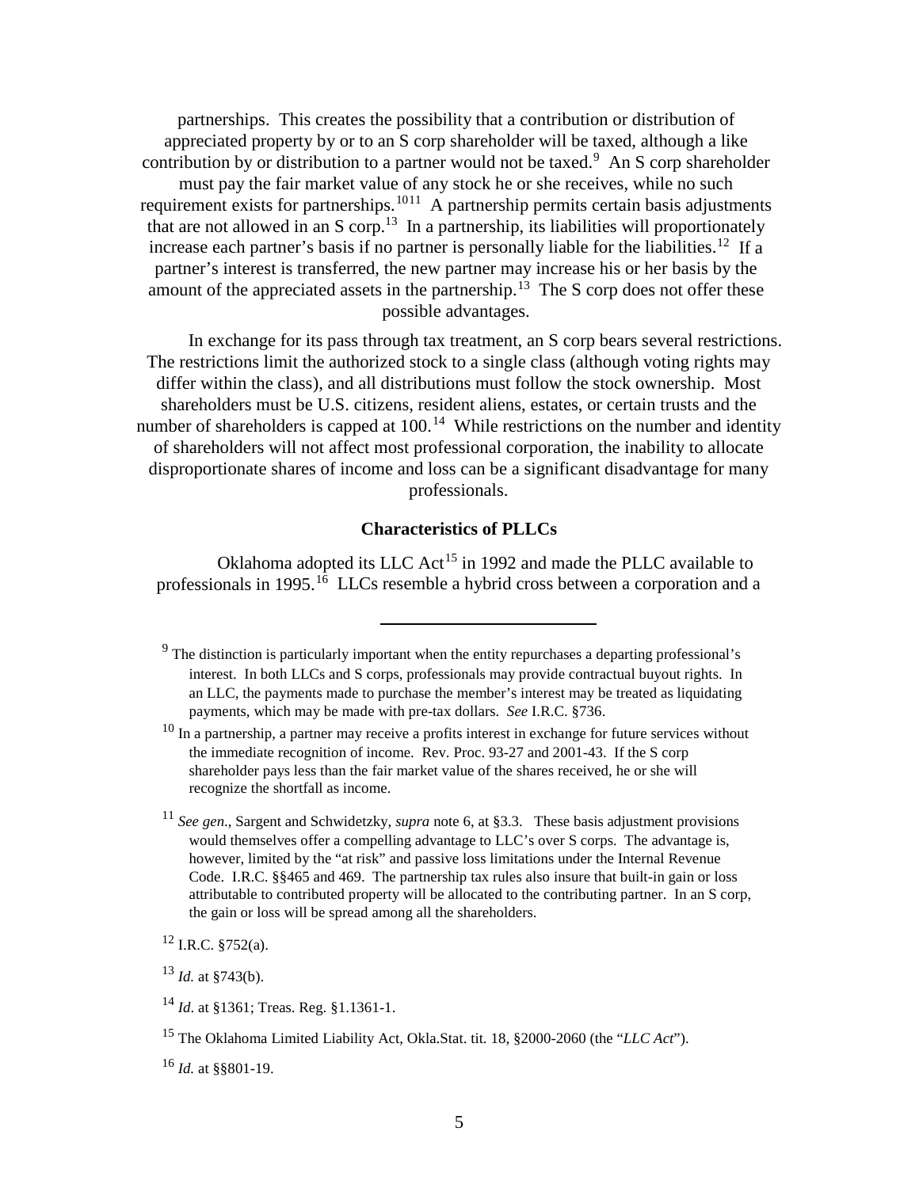partnerships. This creates the possibility that a contribution or distribution of appreciated property by or to an S corp shareholder will be taxed, although a like contribution by or distribution to a partner would not be taxed.[9] An S corp shareholder must pay the fair market value of any stock he or she receives, while no such requirement exists for partnerships.[10][11] A partnership permits certain basis adjustments that are not allowed in an S corp.[13] In a partnership, its liabilities will proportionately increase each partner's basis if no partner is personally liable for the liabilities.[12] If a partner's interest is transferred, the new partner may increase his or her basis by the amount of the appreciated assets in the partnership.[13] The S corp does not offer these possible advantages.

In exchange for its pass through tax treatment, an S corp bears several restrictions. The restrictions limit the authorized stock to a single class (although voting rights may differ within the class), and all distributions must follow the stock ownership. Most shareholders must be U.S. citizens, resident aliens, estates, or certain trusts and the number of shareholders is capped at 100.[14] While restrictions on the number and identity of shareholders will not affect most professional corporation, the inability to allocate disproportionate shares of income and loss can be a significant disadvantage for many professionals.

### Characteristics of PLLCs

Oklahoma adopted its LLC Act[15] in 1992 and made the PLLC available to professionals in 1995.[16] LLCs resemble a hybrid cross between a corporation and a

---

[9] The distinction is particularly important when the entity repurchases a departing professional's interest. In both LLCs and S corps, professionals may provide contractual buyout rights. In an LLC, the payments made to purchase the member's interest may be treated as liquidating payments, which may be made with pre-tax dollars. *See* I.R.C. §736.

[10] In a partnership, a partner may receive a profits interest in exchange for future services without the immediate recognition of income. Rev. Proc. 93-27 and 2001-43. If the S corp shareholder pays less than the fair market value of the shares received, he or she will recognize the shortfall as income.

[11] *See gen.*, Sargent and Schwidetzky, *supra* note 6, at §3.3. These basis adjustment provisions would themselves offer a compelling advantage to LLC's over S corps. The advantage is, however, limited by the "at risk" and passive loss limitations under the Internal Revenue Code. I.R.C. §§465 and 469. The partnership tax rules also insure that built-in gain or loss attributable to contributed property will be allocated to the contributing partner. In an S corp, the gain or loss will be spread among all the shareholders.

[12] I.R.C. §752(a).

[13] *Id.* at §743(b).

[14] *Id.* at §1361; Treas. Reg. §1.1361-1.

[15] The Oklahoma Limited Liability Act, Okla.Stat. tit. 18, §2000-2060 (the "*LLC Act*").

[16] *Id.* at §§801-19.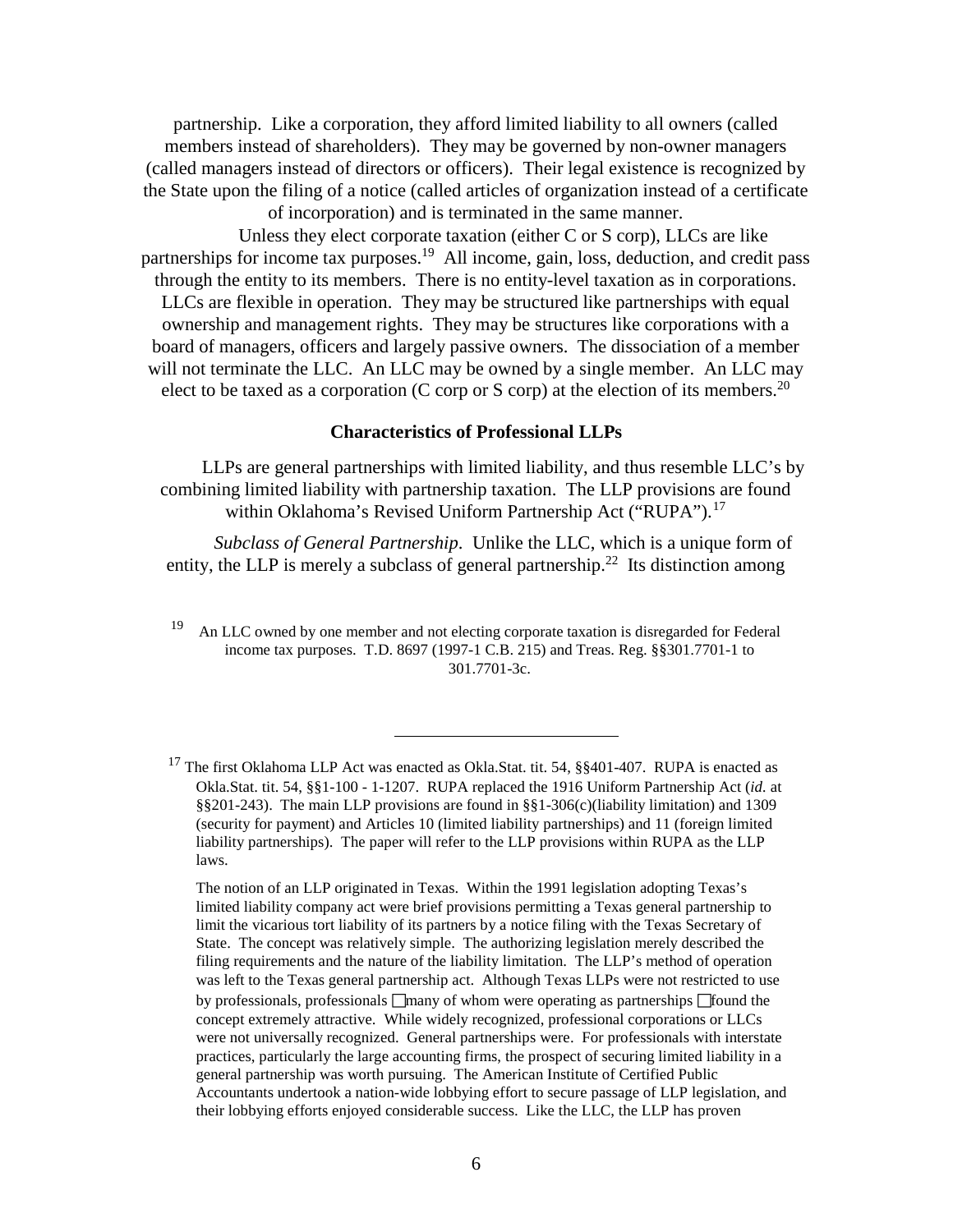partnership. Like a corporation, they afford limited liability to all owners (called members instead of shareholders). They may be governed by non-owner managers (called managers instead of directors or officers). Their legal existence is recognized by the State upon the filing of a notice (called articles of organization instead of a certificate of incorporation) and is terminated in the same manner.

Unless they elect corporate taxation (either C or S corp), LLCs are like partnerships for income tax purposes.[19] All income, gain, loss, deduction, and credit pass through the entity to its members. There is no entity-level taxation as in corporations. LLCs are flexible in operation. They may be structured like partnerships with equal ownership and management rights. They may be structures like corporations with a board of managers, officers and largely passive owners. The dissociation of a member will not terminate the LLC. An LLC may be owned by a single member. An LLC may elect to be taxed as a corporation (C corp or S corp) at the election of its members.[20]

**Characteristics of Professional LLPs**

LLPs are general partnerships with limited liability, and thus resemble LLC's by combining limited liability with partnership taxation. The LLP provisions are found within Oklahoma's Revised Uniform Partnership Act ("RUPA").[17]

*Subclass of General Partnership*. Unlike the LLC, which is a unique form of entity, the LLP is merely a subclass of general partnership.[22] Its distinction among

[19] An LLC owned by one member and not electing corporate taxation is disregarded for Federal income tax purposes. T.D. 8697 (1997-1 C.B. 215) and Treas. Reg. §§301.7701-1 to 301.7701-3c.

---

[17] The first Oklahoma LLP Act was enacted as Okla.Stat. tit. 54, §§401-407. RUPA is enacted as Okla.Stat. tit. 54, §§1-100 - 1-1207. RUPA replaced the 1916 Uniform Partnership Act (*id.* at §§201-243). The main LLP provisions are found in §§1-306(c)(liability limitation) and 1309 (security for payment) and Articles 10 (limited liability partnerships) and 11 (foreign limited liability partnerships). The paper will refer to the LLP provisions within RUPA as the LLP laws.

The notion of an LLP originated in Texas. Within the 1991 legislation adopting Texas's limited liability company act were brief provisions permitting a Texas general partnership to limit the vicarious tort liability of its partners by a notice filing with the Texas Secretary of State. The concept was relatively simple. The authorizing legislation merely described the filing requirements and the nature of the liability limitation. The LLP's method of operation was left to the Texas general partnership act. Although Texas LLPs were not restricted to use by professionals, professionals □many of whom were operating as partnerships □found the concept extremely attractive. While widely recognized, professional corporations or LLCs were not universally recognized. General partnerships were. For professionals with interstate practices, particularly the large accounting firms, the prospect of securing limited liability in a general partnership was worth pursuing. The American Institute of Certified Public Accountants undertook a nation-wide lobbying effort to secure passage of LLP legislation, and their lobbying efforts enjoyed considerable success. Like the LLC, the LLP has proven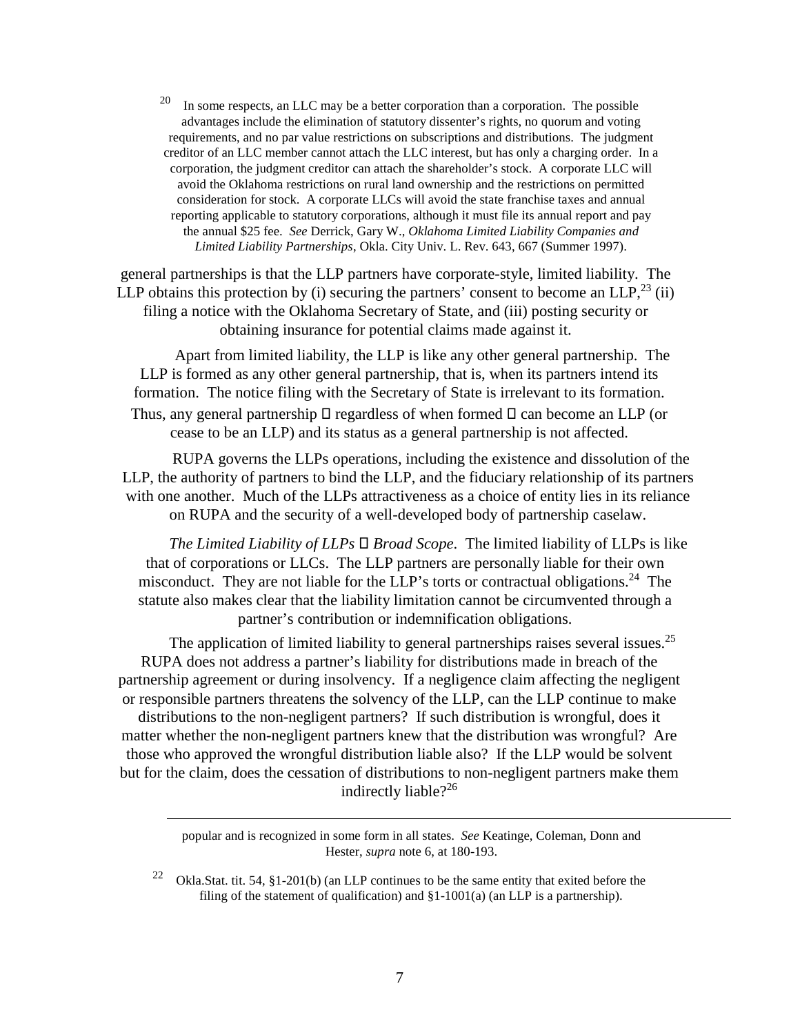[20] In some respects, an LLC may be a better corporation than a corporation. The possible advantages include the elimination of statutory dissenter's rights, no quorum and voting requirements, and no par value restrictions on subscriptions and distributions. The judgment creditor of an LLC member cannot attach the LLC interest, but has only a charging order. In a corporation, the judgment creditor can attach the shareholder's stock. A corporate LLC will avoid the Oklahoma restrictions on rural land ownership and the restrictions on permitted consideration for stock. A corporate LLCs will avoid the state franchise taxes and annual reporting applicable to statutory corporations, although it must file its annual report and pay the annual $25 fee. *See* Derrick, Gary W., *Oklahoma Limited Liability Companies and Limited Liability Partnerships*, Okla. City Univ. L. Rev. 643, 667 (Summer 1997).

general partnerships is that the LLP partners have corporate-style, limited liability. The LLP obtains this protection by (i) securing the partners' consent to become an LLP,[23] (ii) filing a notice with the Oklahoma Secretary of State, and (iii) posting security or obtaining insurance for potential claims made against it.

Apart from limited liability, the LLP is like any other general partnership. The LLP is formed as any other general partnership, that is, when its partners intend its formation. The notice filing with the Secretary of State is irrelevant to its formation. Thus, any general partnership  regardless of when formed  can become an LLP (or cease to be an LLP) and its status as a general partnership is not affected.

RUPA governs the LLPs operations, including the existence and dissolution of the LLP, the authority of partners to bind the LLP, and the fiduciary relationship of its partners with one another. Much of the LLPs attractiveness as a choice of entity lies in its reliance on RUPA and the security of a well-developed body of partnership caselaw.

*The Limited Liability of LLPs  Broad Scope*. The limited liability of LLPs is like that of corporations or LLCs. The LLP partners are personally liable for their own misconduct. They are not liable for the LLP's torts or contractual obligations.[24] The statute also makes clear that the liability limitation cannot be circumvented through a partner's contribution or indemnification obligations.

The application of limited liability to general partnerships raises several issues.[25] RUPA does not address a partner's liability for distributions made in breach of the partnership agreement or during insolvency. If a negligence claim affecting the negligent or responsible partners threatens the solvency of the LLP, can the LLP continue to make distributions to the non-negligent partners? If such distribution is wrongful, does it matter whether the non-negligent partners knew that the distribution was wrongful? Are those who approved the wrongful distribution liable also? If the LLP would be solvent but for the claim, does the cessation of distributions to non-negligent partners make them indirectly liable?[26]

---

popular and is recognized in some form in all states. *See* Keatinge, Coleman, Donn and Hester, *supra* note 6, at 180-193.

[22] Okla.Stat. tit. 54, §1-201(b) (an LLP continues to be the same entity that exited before the filing of the statement of qualification) and §1-1001(a) (an LLP is a partnership).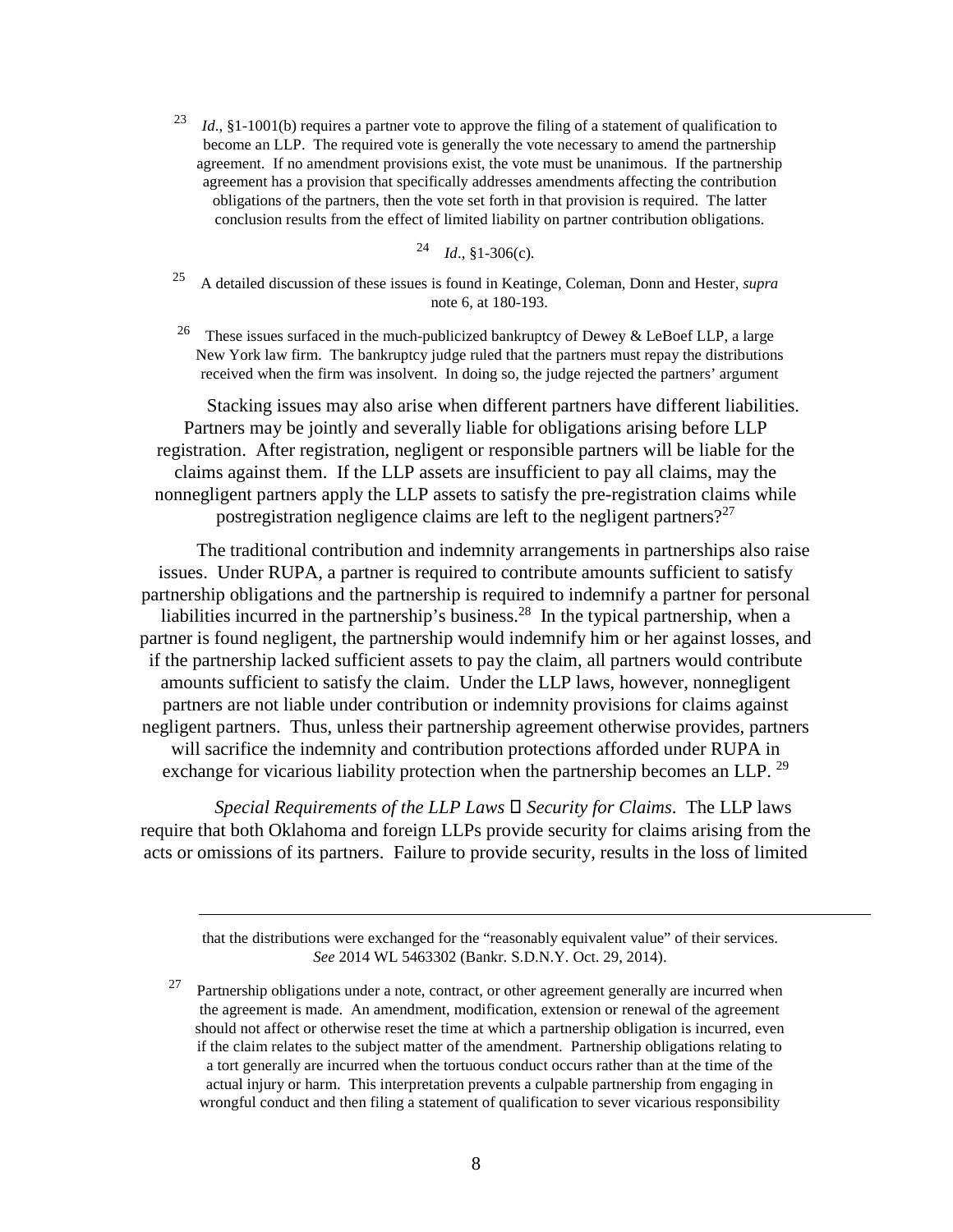[23] *Id*., §1-1001(b) requires a partner vote to approve the filing of a statement of qualification to become an LLP. The required vote is generally the vote necessary to amend the partnership agreement. If no amendment provisions exist, the vote must be unanimous. If the partnership agreement has a provision that specifically addresses amendments affecting the contribution obligations of the partners, then the vote set forth in that provision is required. The latter conclusion results from the effect of limited liability on partner contribution obligations.

[24] *Id*., §1-306(c).

[25] A detailed discussion of these issues is found in Keatinge, Coleman, Donn and Hester, *supra* note 6, at 180-193.

[26] These issues surfaced in the much-publicized bankruptcy of Dewey & LeBoef LLP, a large New York law firm. The bankruptcy judge ruled that the partners must repay the distributions received when the firm was insolvent. In doing so, the judge rejected the partners' argument that the distributions were exchanged for the "reasonably equivalent value" of their services. *See* 2014 WL 5463302 (Bankr. S.D.N.Y. Oct. 29, 2014).

Stacking issues may also arise when different partners have different liabilities. Partners may be jointly and severally liable for obligations arising before LLP registration. After registration, negligent or responsible partners will be liable for the claims against them. If the LLP assets are insufficient to pay all claims, may the nonnegligent partners apply the LLP assets to satisfy the pre-registration claims while postregistration negligence claims are left to the negligent partners?[27]

The traditional contribution and indemnity arrangements in partnerships also raise issues. Under RUPA, a partner is required to contribute amounts sufficient to satisfy partnership obligations and the partnership is required to indemnify a partner for personal liabilities incurred in the partnership's business.[28] In the typical partnership, when a partner is found negligent, the partnership would indemnify him or her against losses, and if the partnership lacked sufficient assets to pay the claim, all partners would contribute amounts sufficient to satisfy the claim. Under the LLP laws, however, nonnegligent partners are not liable under contribution or indemnity provisions for claims against negligent partners. Thus, unless their partnership agreement otherwise provides, partners will sacrifice the indemnity and contribution protections afforded under RUPA in exchange for vicarious liability protection when the partnership becomes an LLP.[29]

*Special Requirements of the LLP Laws – Security for Claims*. The LLP laws require that both Oklahoma and foreign LLPs provide security for claims arising from the acts or omissions of its partners. Failure to provide security, results in the loss of limited

[27] Partnership obligations under a note, contract, or other agreement generally are incurred when the agreement is made. An amendment, modification, extension or renewal of the agreement should not affect or otherwise reset the time at which a partnership obligation is incurred, even if the claim relates to the subject matter of the amendment. Partnership obligations relating to a tort generally are incurred when the tortuous conduct occurs rather than at the time of the actual injury or harm. This interpretation prevents a culpable partnership from engaging in wrongful conduct and then filing a statement of qualification to sever vicarious responsibility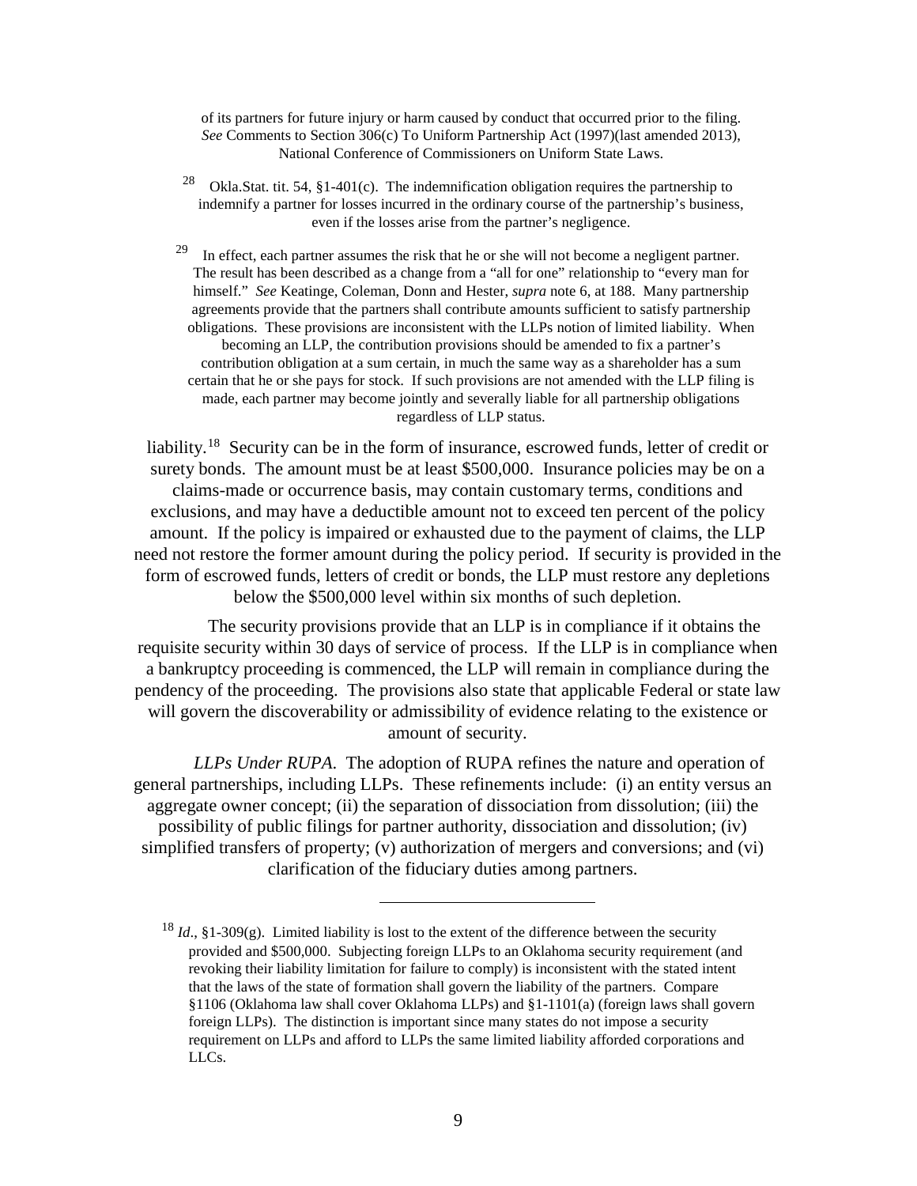of its partners for future injury or harm caused by conduct that occurred prior to the filing. *See* Comments to Section 306(c) To Uniform Partnership Act (1997)(last amended 2013), National Conference of Commissioners on Uniform State Laws.

[28] Okla.Stat. tit. 54, §1-401(c). The indemnification obligation requires the partnership to indemnify a partner for losses incurred in the ordinary course of the partnership's business, even if the losses arise from the partner's negligence.

[29] In effect, each partner assumes the risk that he or she will not become a negligent partner. The result has been described as a change from a "all for one" relationship to "every man for himself." *See* Keatinge, Coleman, Donn and Hester, *supra* note 6, at 188. Many partnership agreements provide that the partners shall contribute amounts sufficient to satisfy partnership obligations. These provisions are inconsistent with the LLPs notion of limited liability. When becoming an LLP, the contribution provisions should be amended to fix a partner's contribution obligation at a sum certain, in much the same way as a shareholder has a sum certain that he or she pays for stock. If such provisions are not amended with the LLP filing is made, each partner may become jointly and severally liable for all partnership obligations regardless of LLP status.

liability.[18] Security can be in the form of insurance, escrowed funds, letter of credit or surety bonds. The amount must be at least $500,000. Insurance policies may be on a claims-made or occurrence basis, may contain customary terms, conditions and exclusions, and may have a deductible amount not to exceed ten percent of the policy amount. If the policy is impaired or exhausted due to the payment of claims, the LLP need not restore the former amount during the policy period. If security is provided in the form of escrowed funds, letters of credit or bonds, the LLP must restore any depletions below the $500,000 level within six months of such depletion.

The security provisions provide that an LLP is in compliance if it obtains the requisite security within 30 days of service of process. If the LLP is in compliance when a bankruptcy proceeding is commenced, the LLP will remain in compliance during the pendency of the proceeding. The provisions also state that applicable Federal or state law will govern the discoverability or admissibility of evidence relating to the existence or amount of security.

*LLPs Under RUPA.* The adoption of RUPA refines the nature and operation of general partnerships, including LLPs. These refinements include: (i) an entity versus an aggregate owner concept; (ii) the separation of dissociation from dissolution; (iii) the possibility of public filings for partner authority, dissociation and dissolution; (iv) simplified transfers of property; (v) authorization of mergers and conversions; and (vi) clarification of the fiduciary duties among partners.

---

[18] *Id*., §1-309(g). Limited liability is lost to the extent of the difference between the security provided and $500,000. Subjecting foreign LLPs to an Oklahoma security requirement (and revoking their liability limitation for failure to comply) is inconsistent with the stated intent that the laws of the state of formation shall govern the liability of the partners. Compare §1106 (Oklahoma law shall cover Oklahoma LLPs) and §1-1101(a) (foreign laws shall govern foreign LLPs). The distinction is important since many states do not impose a security requirement on LLPs and afford to LLPs the same limited liability afforded corporations and LLCs.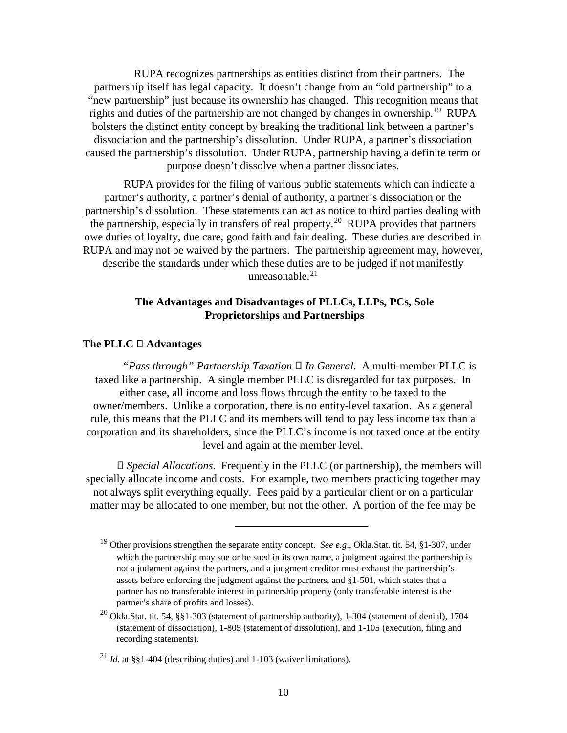RUPA recognizes partnerships as entities distinct from their partners. The partnership itself has legal capacity. It doesn't change from an "old partnership" to a "new partnership" just because its ownership has changed. This recognition means that rights and duties of the partnership are not changed by changes in ownership.[19] RUPA bolsters the distinct entity concept by breaking the traditional link between a partner's dissociation and the partnership's dissolution. Under RUPA, a partner's dissociation caused the partnership's dissolution. Under RUPA, partnership having a definite term or purpose doesn't dissolve when a partner dissociates.

RUPA provides for the filing of various public statements which can indicate a partner's authority, a partner's denial of authority, a partner's dissociation or the partnership's dissolution. These statements can act as notice to third parties dealing with the partnership, especially in transfers of real property.[20] RUPA provides that partners owe duties of loyalty, due care, good faith and fair dealing. These duties are described in RUPA and may not be waived by the partners. The partnership agreement may, however, describe the standards under which these duties are to be judged if not manifestly unreasonable.[21]

## The Advantages and Disadvantages of PLLCs, LLPs, PCs, Sole Proprietorships and Partnerships

### The PLLC  Advantages

*"Pass through" Partnership Taxation  In General*. A multi-member PLLC is taxed like a partnership. A single member PLLC is disregarded for tax purposes. In either case, all income and loss flows through the entity to be taxed to the owner/members. Unlike a corporation, there is no entity-level taxation. As a general rule, this means that the PLLC and its members will tend to pay less income tax than a corporation and its shareholders, since the PLLC's income is not taxed once at the entity level and again at the member level.

 *Special Allocations*. Frequently in the PLLC (or partnership), the members will specially allocate income and costs. For example, two members practicing together may not always split everything equally. Fees paid by a particular client or on a particular matter may be allocated to one member, but not the other. A portion of the fee may be

---

[19] Other provisions strengthen the separate entity concept. *See e.g*., Okla.Stat. tit. 54, §1-307, under which the partnership may sue or be sued in its own name, a judgment against the partnership is not a judgment against the partners, and a judgment creditor must exhaust the partnership's assets before enforcing the judgment against the partners, and §1-501, which states that a partner has no transferable interest in partnership property (only transferable interest is the partner's share of profits and losses).

[20] Okla.Stat. tit. 54, §§1-303 (statement of partnership authority), 1-304 (statement of denial), 1704 (statement of dissociation), 1-805 (statement of dissolution), and 1-105 (execution, filing and recording statements).

[21] *Id.* at §§1-404 (describing duties) and 1-103 (waiver limitations).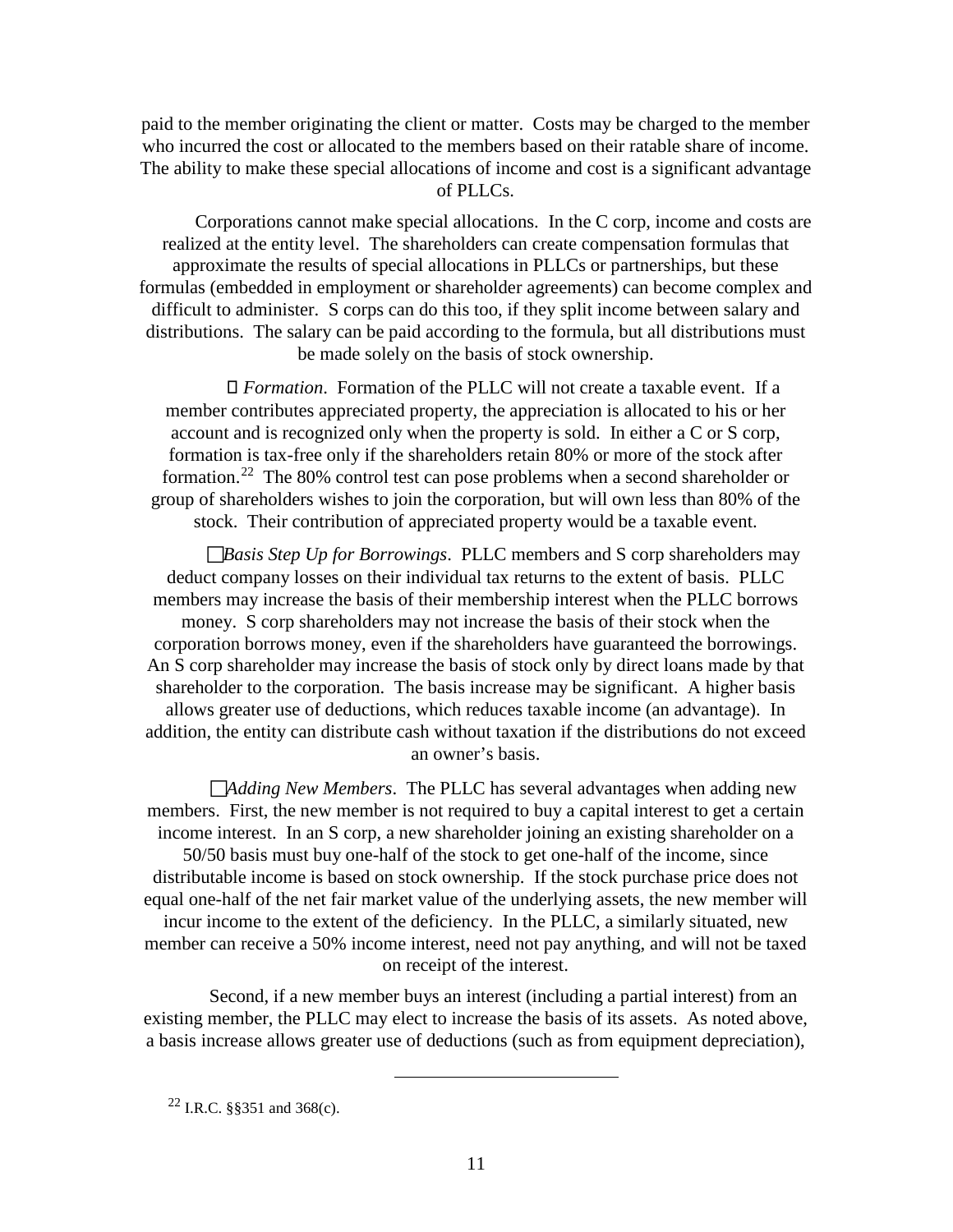paid to the member originating the client or matter. Costs may be charged to the member who incurred the cost or allocated to the members based on their ratable share of income. The ability to make these special allocations of income and cost is a significant advantage of PLLCs.

Corporations cannot make special allocations. In the C corp, income and costs are realized at the entity level. The shareholders can create compensation formulas that approximate the results of special allocations in PLLCs or partnerships, but these formulas (embedded in employment or shareholder agreements) can become complex and difficult to administer. S corps can do this too, if they split income between salary and distributions. The salary can be paid according to the formula, but all distributions must be made solely on the basis of stock ownership.

- *Formation*. Formation of the PLLC will not create a taxable event. If a member contributes appreciated property, the appreciation is allocated to his or her account and is recognized only when the property is sold. In either a C or S corp, formation is tax-free only if the shareholders retain 80% or more of the stock after formation.[22] The 80% control test can pose problems when a second shareholder or group of shareholders wishes to join the corporation, but will own less than 80% of the stock. Their contribution of appreciated property would be a taxable event.

- *Basis Step Up for Borrowings*. PLLC members and S corp shareholders may deduct company losses on their individual tax returns to the extent of basis. PLLC members may increase the basis of their membership interest when the PLLC borrows money. S corp shareholders may not increase the basis of their stock when the corporation borrows money, even if the shareholders have guaranteed the borrowings. An S corp shareholder may increase the basis of stock only by direct loans made by that shareholder to the corporation. The basis increase may be significant. A higher basis allows greater use of deductions, which reduces taxable income (an advantage). In addition, the entity can distribute cash without taxation if the distributions do not exceed an owner's basis.

- *Adding New Members*. The PLLC has several advantages when adding new members. First, the new member is not required to buy a capital interest to get a certain income interest. In an S corp, a new shareholder joining an existing shareholder on a 50/50 basis must buy one-half of the stock to get one-half of the income, since distributable income is based on stock ownership. If the stock purchase price does not equal one-half of the net fair market value of the underlying assets, the new member will incur income to the extent of the deficiency. In the PLLC, a similarly situated, new member can receive a 50% income interest, need not pay anything, and will not be taxed on receipt of the interest.

Second, if a new member buys an interest (including a partial interest) from an existing member, the PLLC may elect to increase the basis of its assets. As noted above, a basis increase allows greater use of deductions (such as from equipment depreciation),

[22] I.R.C. §§351 and 368(c).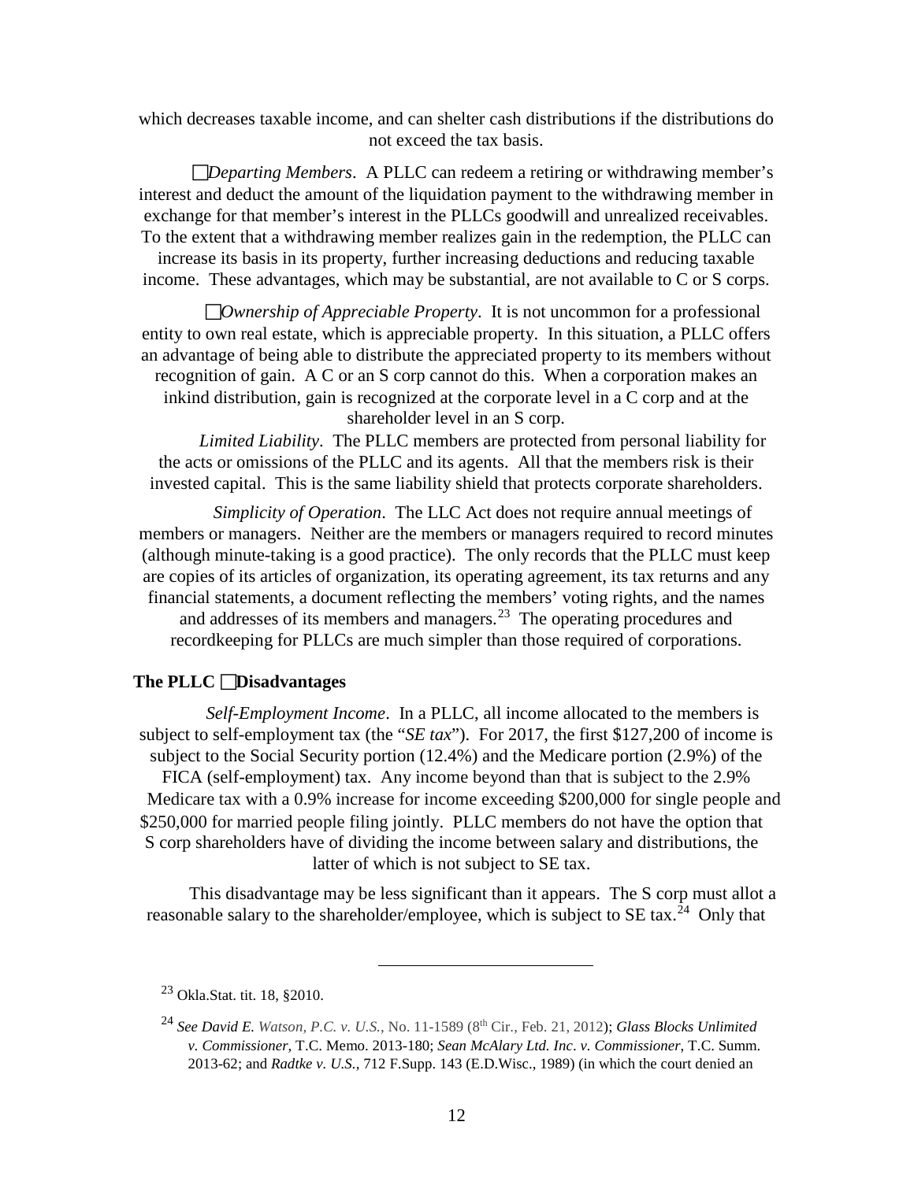which decreases taxable income, and can shelter cash distributions if the distributions do not exceed the tax basis.

☐*Departing Members*. A PLLC can redeem a retiring or withdrawing member's interest and deduct the amount of the liquidation payment to the withdrawing member in exchange for that member's interest in the PLLCs goodwill and unrealized receivables. To the extent that a withdrawing member realizes gain in the redemption, the PLLC can increase its basis in its property, further increasing deductions and reducing taxable income. These advantages, which may be substantial, are not available to C or S corps.

☐*Ownership of Appreciable Property*. It is not uncommon for a professional entity to own real estate, which is appreciable property. In this situation, a PLLC offers an advantage of being able to distribute the appreciated property to its members without recognition of gain. A C or an S corp cannot do this. When a corporation makes an inkind distribution, gain is recognized at the corporate level in a C corp and at the shareholder level in an S corp.

*Limited Liability*. The PLLC members are protected from personal liability for the acts or omissions of the PLLC and its agents. All that the members risk is their invested capital. This is the same liability shield that protects corporate shareholders.

*Simplicity of Operation*. The LLC Act does not require annual meetings of members or managers. Neither are the members or managers required to record minutes (although minute-taking is a good practice). The only records that the PLLC must keep are copies of its articles of organization, its operating agreement, its tax returns and any financial statements, a document reflecting the members' voting rights, and the names and addresses of its members and managers.[23] The operating procedures and recordkeeping for PLLCs are much simpler than those required of corporations.

**The PLLC ☐Disadvantages**

*Self-Employment Income*. In a PLLC, all income allocated to the members is subject to self-employment tax (the "*SE tax*"). For 2017, the first $127,200 of income is subject to the Social Security portion (12.4%) and the Medicare portion (2.9%) of the FICA (self-employment) tax. Any income beyond than that is subject to the 2.9% Medicare tax with a 0.9% increase for income exceeding $200,000 for single people and $250,000 for married people filing jointly. PLLC members do not have the option that S corp shareholders have of dividing the income between salary and distributions, the latter of which is not subject to SE tax.

This disadvantage may be less significant than it appears. The S corp must allot a reasonable salary to the shareholder/employee, which is subject to SE tax.[24] Only that

---

[23] Okla.Stat. tit. 18, §2010.

[24] *See David E. Watson, P.C. v. U.S.*, No. 11-1589 (8th Cir., Feb. 21, 2012); *Glass Blocks Unlimited v. Commissioner*, T.C. Memo. 2013-180; *Sean McAlary Ltd. Inc. v. Commissioner*, T.C. Summ. 2013-62; and *Radtke v. U.S.*, 712 F.Supp. 143 (E.D.Wisc., 1989) (in which the court denied an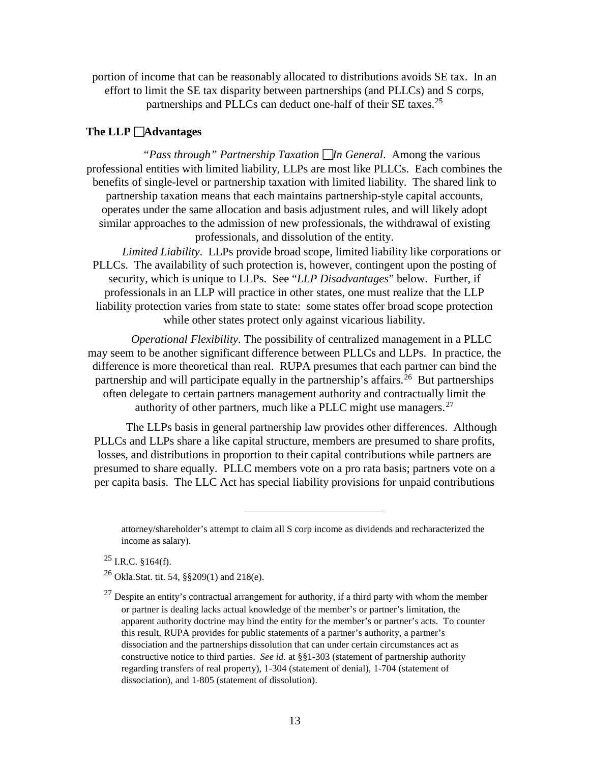portion of income that can be reasonably allocated to distributions avoids SE tax. In an effort to limit the SE tax disparity between partnerships (and PLLCs) and S corps, partnerships and PLLCs can deduct one-half of their SE taxes.[25]

**The LLP  Advantages**

*"Pass through" Partnership Taxation  In General*. Among the various professional entities with limited liability, LLPs are most like PLLCs. Each combines the benefits of single-level or partnership taxation with limited liability. The shared link to partnership taxation means that each maintains partnership-style capital accounts, operates under the same allocation and basis adjustment rules, and will likely adopt similar approaches to the admission of new professionals, the withdrawal of existing professionals, and dissolution of the entity.

*Limited Liability*. LLPs provide broad scope, limited liability like corporations or PLLCs. The availability of such protection is, however, contingent upon the posting of security, which is unique to LLPs. See "*LLP Disadvantages*" below. Further, if professionals in an LLP will practice in other states, one must realize that the LLP liability protection varies from state to state: some states offer broad scope protection while other states protect only against vicarious liability.

*Operational Flexibility*. The possibility of centralized management in a PLLC may seem to be another significant difference between PLLCs and LLPs. In practice, the difference is more theoretical than real. RUPA presumes that each partner can bind the partnership and will participate equally in the partnership's affairs.[26] But partnerships often delegate to certain partners management authority and contractually limit the authority of other partners, much like a PLLC might use managers.[27]

The LLPs basis in general partnership law provides other differences. Although PLLCs and LLPs share a like capital structure, members are presumed to share profits, losses, and distributions in proportion to their capital contributions while partners are presumed to share equally. PLLC members vote on a pro rata basis; partners vote on a per capita basis. The LLC Act has special liability provisions for unpaid contributions

---

attorney/shareholder's attempt to claim all S corp income as dividends and recharacterized the income as salary).

[25] I.R.C. §164(f).

[26] Okla.Stat. tit. 54, §§209(1) and 218(e).

[27] Despite an entity's contractual arrangement for authority, if a third party with whom the member or partner is dealing lacks actual knowledge of the member's or partner's limitation, the apparent authority doctrine may bind the entity for the member's or partner's acts. To counter this result, RUPA provides for public statements of a partner's authority, a partner's dissociation and the partnerships dissolution that can under certain circumstances act as constructive notice to third parties. *See id.* at §§1-303 (statement of partnership authority regarding transfers of real property), 1-304 (statement of denial), 1-704 (statement of dissociation), and 1-805 (statement of dissolution).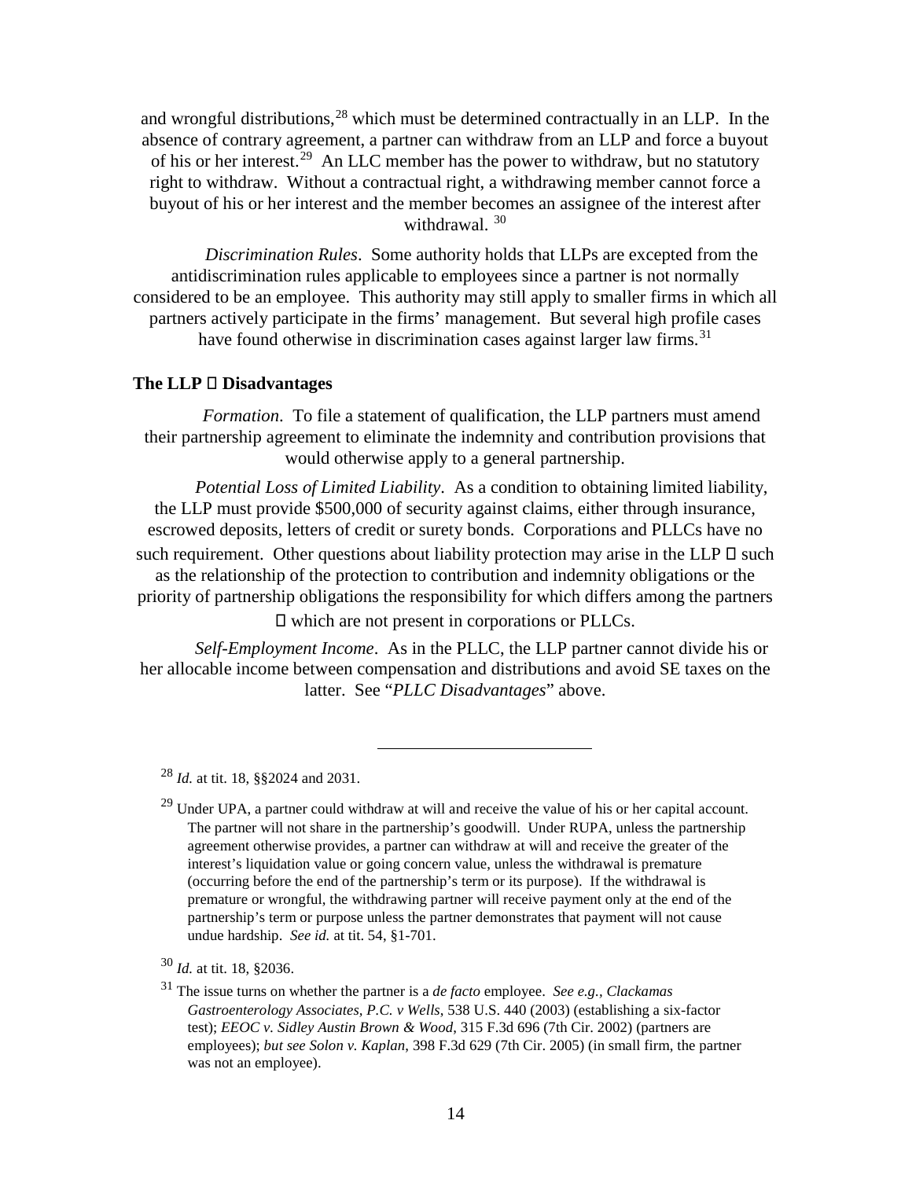and wrongful distributions,[28] which must be determined contractually in an LLP. In the absence of contrary agreement, a partner can withdraw from an LLP and force a buyout of his or her interest.[29] An LLC member has the power to withdraw, but no statutory right to withdraw. Without a contractual right, a withdrawing member cannot force a buyout of his or her interest and the member becomes an assignee of the interest after withdrawal.[30]

*Discrimination Rules*. Some authority holds that LLPs are excepted from the antidiscrimination rules applicable to employees since a partner is not normally considered to be an employee. This authority may still apply to smaller firms in which all partners actively participate in the firms' management. But several high profile cases have found otherwise in discrimination cases against larger law firms.[31]

**The LLP  Disadvantages**

*Formation*. To file a statement of qualification, the LLP partners must amend their partnership agreement to eliminate the indemnity and contribution provisions that would otherwise apply to a general partnership.

*Potential Loss of Limited Liability*. As a condition to obtaining limited liability, the LLP must provide $500,000 of security against claims, either through insurance, escrowed deposits, letters of credit or surety bonds. Corporations and PLLCs have no such requirement. Other questions about liability protection may arise in the LLP  such as the relationship of the protection to contribution and indemnity obligations or the priority of partnership obligations the responsibility for which differs among the partners  which are not present in corporations or PLLCs.

*Self-Employment Income*. As in the PLLC, the LLP partner cannot divide his or her allocable income between compensation and distributions and avoid SE taxes on the latter. See "*PLLC Disadvantages*" above.

---

[28] *Id.* at tit. 18, §§2024 and 2031.

[29] Under UPA, a partner could withdraw at will and receive the value of his or her capital account. The partner will not share in the partnership's goodwill. Under RUPA, unless the partnership agreement otherwise provides, a partner can withdraw at will and receive the greater of the interest's liquidation value or going concern value, unless the withdrawal is premature (occurring before the end of the partnership's term or its purpose). If the withdrawal is premature or wrongful, the withdrawing partner will receive payment only at the end of the partnership's term or purpose unless the partner demonstrates that payment will not cause undue hardship. *See id.* at tit. 54, §1-701.

[30] *Id.* at tit. 18, §2036.

[31] The issue turns on whether the partner is a *de facto* employee. *See e.g., Clackamas Gastroenterology Associates, P.C. v Wells*, 538 U.S. 440 (2003) (establishing a six-factor test); *EEOC v. Sidley Austin Brown & Wood*, 315 F.3d 696 (7th Cir. 2002) (partners are employees); *but see Solon v. Kaplan*, 398 F.3d 629 (7th Cir. 2005) (in small firm, the partner was not an employee).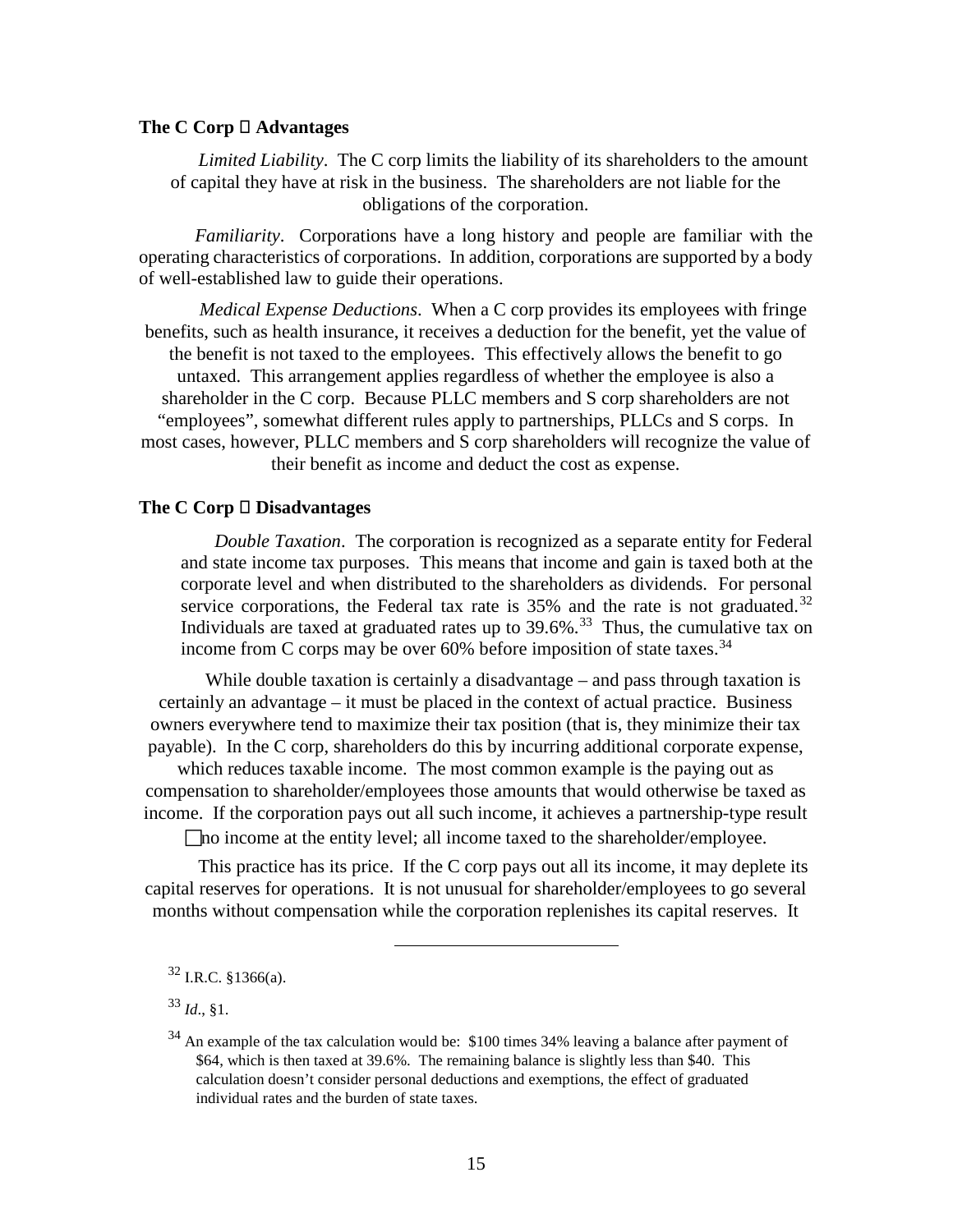### The C Corp  Advantages

*Limited Liability*. The C corp limits the liability of its shareholders to the amount of capital they have at risk in the business. The shareholders are not liable for the obligations of the corporation.

*Familiarity*. Corporations have a long history and people are familiar with the operating characteristics of corporations. In addition, corporations are supported by a body of well-established law to guide their operations.

*Medical Expense Deductions*. When a C corp provides its employees with fringe benefits, such as health insurance, it receives a deduction for the benefit, yet the value of the benefit is not taxed to the employees. This effectively allows the benefit to go untaxed. This arrangement applies regardless of whether the employee is also a shareholder in the C corp. Because PLLC members and S corp shareholders are not "employees", somewhat different rules apply to partnerships, PLLCs and S corps. In most cases, however, PLLC members and S corp shareholders will recognize the value of their benefit as income and deduct the cost as expense.

### The C Corp  Disadvantages

*Double Taxation*. The corporation is recognized as a separate entity for Federal and state income tax purposes. This means that income and gain is taxed both at the corporate level and when distributed to the shareholders as dividends. For personal service corporations, the Federal tax rate is 35% and the rate is not graduated.[32] Individuals are taxed at graduated rates up to 39.6%.[33] Thus, the cumulative tax on income from C corps may be over 60% before imposition of state taxes.[34]

While double taxation is certainly a disadvantage – and pass through taxation is certainly an advantage – it must be placed in the context of actual practice. Business owners everywhere tend to maximize their tax position (that is, they minimize their tax payable). In the C corp, shareholders do this by incurring additional corporate expense, which reduces taxable income. The most common example is the paying out as compensation to shareholder/employees those amounts that would otherwise be taxed as income. If the corporation pays out all such income, it achieves a partnership-type result  no income at the entity level; all income taxed to the shareholder/employee.

This practice has its price. If the C corp pays out all its income, it may deplete its capital reserves for operations. It is not unusual for shareholder/employees to go several months without compensation while the corporation replenishes its capital reserves. It

---

[32] I.R.C. §1366(a).

[33] *Id*., §1.

[34] An example of the tax calculation would be: \$100 times 34% leaving a balance after payment of \$64, which is then taxed at 39.6%. The remaining balance is slightly less than \$40. This calculation doesn't consider personal deductions and exemptions, the effect of graduated individual rates and the burden of state taxes.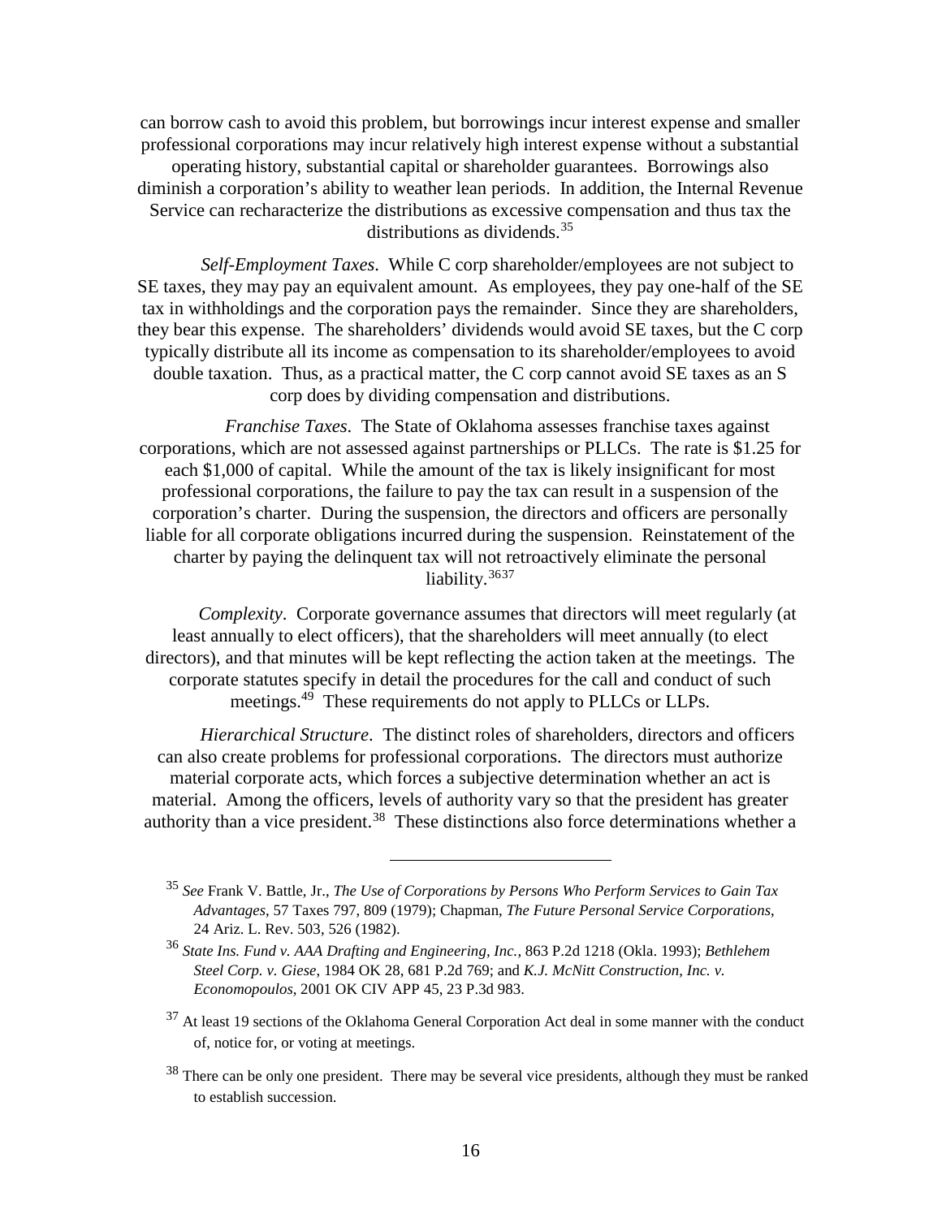can borrow cash to avoid this problem, but borrowings incur interest expense and smaller professional corporations may incur relatively high interest expense without a substantial operating history, substantial capital or shareholder guarantees. Borrowings also diminish a corporation's ability to weather lean periods. In addition, the Internal Revenue Service can recharacterize the distributions as excessive compensation and thus tax the distributions as dividends.[35]

*Self-Employment Taxes*. While C corp shareholder/employees are not subject to SE taxes, they may pay an equivalent amount. As employees, they pay one-half of the SE tax in withholdings and the corporation pays the remainder. Since they are shareholders, they bear this expense. The shareholders' dividends would avoid SE taxes, but the C corp typically distribute all its income as compensation to its shareholder/employees to avoid double taxation. Thus, as a practical matter, the C corp cannot avoid SE taxes as an S corp does by dividing compensation and distributions.

*Franchise Taxes*. The State of Oklahoma assesses franchise taxes against corporations, which are not assessed against partnerships or PLLCs. The rate is $1.25 for each $1,000 of capital. While the amount of the tax is likely insignificant for most professional corporations, the failure to pay the tax can result in a suspension of the corporation's charter. During the suspension, the directors and officers are personally liable for all corporate obligations incurred during the suspension. Reinstatement of the charter by paying the delinquent tax will not retroactively eliminate the personal liability.[36][37]

*Complexity*. Corporate governance assumes that directors will meet regularly (at least annually to elect officers), that the shareholders will meet annually (to elect directors), and that minutes will be kept reflecting the action taken at the meetings. The corporate statutes specify in detail the procedures for the call and conduct of such meetings.[49] These requirements do not apply to PLLCs or LLPs.

*Hierarchical Structure*. The distinct roles of shareholders, directors and officers can also create problems for professional corporations. The directors must authorize material corporate acts, which forces a subjective determination whether an act is material. Among the officers, levels of authority vary so that the president has greater authority than a vice president.[38] These distinctions also force determinations whether a

---

[35] *See* Frank V. Battle, Jr., *The Use of Corporations by Persons Who Perform Services to Gain Tax Advantages*, 57 Taxes 797, 809 (1979); Chapman, *The Future Personal Service Corporations*, 24 Ariz. L. Rev. 503, 526 (1982).

[36] *State Ins. Fund v. AAA Drafting and Engineering, Inc.*, 863 P.2d 1218 (Okla. 1993); *Bethlehem Steel Corp. v. Giese*, 1984 OK 28, 681 P.2d 769; and *K.J. McNitt Construction, Inc. v. Economopoulos*, 2001 OK CIV APP 45, 23 P.3d 983.

[37] At least 19 sections of the Oklahoma General Corporation Act deal in some manner with the conduct of, notice for, or voting at meetings.

[38] There can be only one president. There may be several vice presidents, although they must be ranked to establish succession.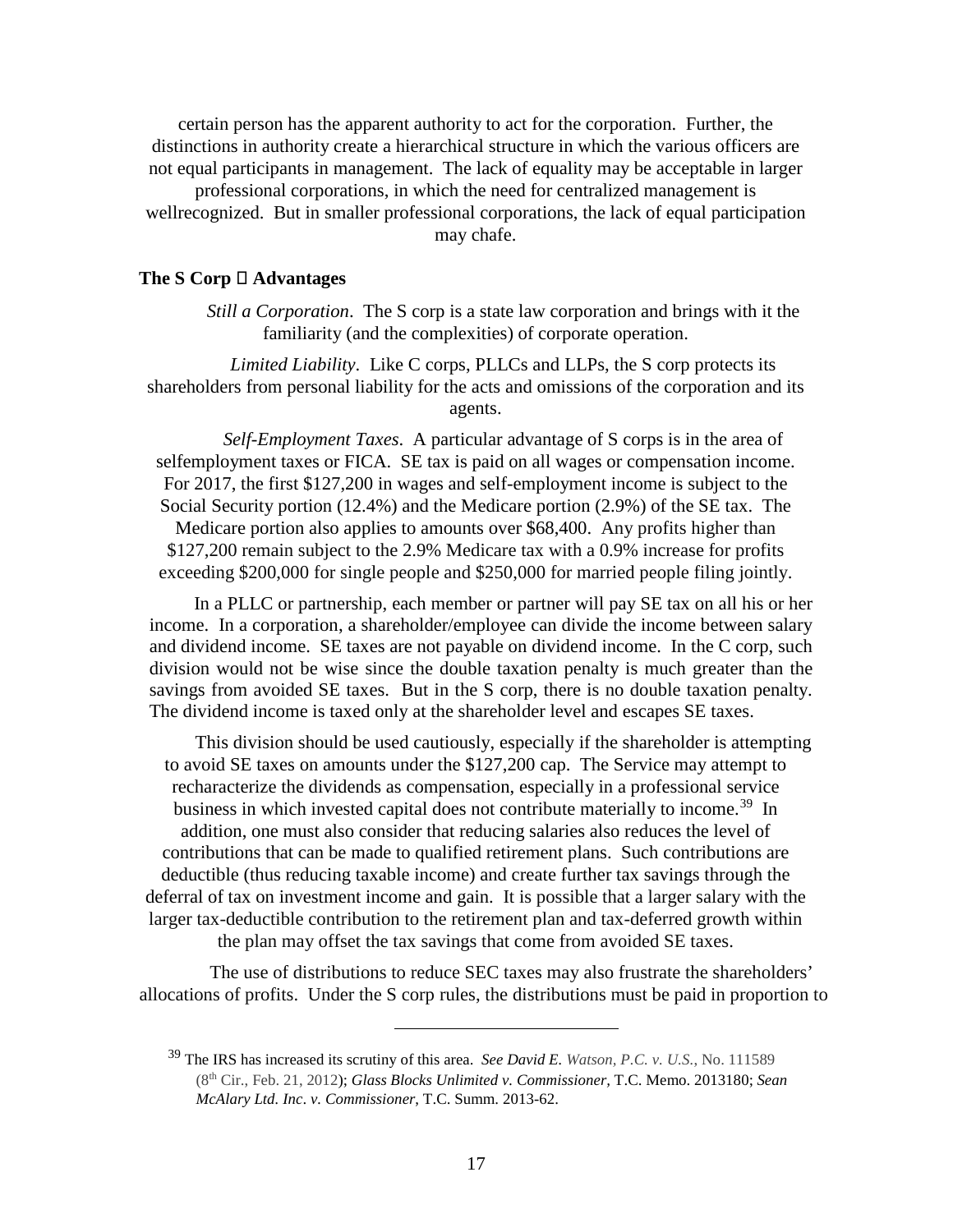certain person has the apparent authority to act for the corporation. Further, the distinctions in authority create a hierarchical structure in which the various officers are not equal participants in management. The lack of equality may be acceptable in larger professional corporations, in which the need for centralized management is wellrecognized. But in smaller professional corporations, the lack of equal participation may chafe.

**The S Corp  Advantages**

*Still a Corporation*. The S corp is a state law corporation and brings with it the familiarity (and the complexities) of corporate operation.

*Limited Liability*. Like C corps, PLLCs and LLPs, the S corp protects its shareholders from personal liability for the acts and omissions of the corporation and its agents.

*Self-Employment Taxes*. A particular advantage of S corps is in the area of selfemployment taxes or FICA. SE tax is paid on all wages or compensation income. For 2017, the first $127,200 in wages and self-employment income is subject to the Social Security portion (12.4%) and the Medicare portion (2.9%) of the SE tax. The Medicare portion also applies to amounts over $68,400. Any profits higher than $127,200 remain subject to the 2.9% Medicare tax with a 0.9% increase for profits exceeding $200,000 for single people and $250,000 for married people filing jointly.

In a PLLC or partnership, each member or partner will pay SE tax on all his or her income. In a corporation, a shareholder/employee can divide the income between salary and dividend income. SE taxes are not payable on dividend income. In the C corp, such division would not be wise since the double taxation penalty is much greater than the savings from avoided SE taxes. But in the S corp, there is no double taxation penalty. The dividend income is taxed only at the shareholder level and escapes SE taxes.

This division should be used cautiously, especially if the shareholder is attempting to avoid SE taxes on amounts under the $127,200 cap. The Service may attempt to recharacterize the dividends as compensation, especially in a professional service business in which invested capital does not contribute materially to income.[39] In addition, one must also consider that reducing salaries also reduces the level of contributions that can be made to qualified retirement plans. Such contributions are deductible (thus reducing taxable income) and create further tax savings through the deferral of tax on investment income and gain. It is possible that a larger salary with the larger tax-deductible contribution to the retirement plan and tax-deferred growth within the plan may offset the tax savings that come from avoided SE taxes.

The use of distributions to reduce SEC taxes may also frustrate the shareholders' allocations of profits. Under the S corp rules, the distributions must be paid in proportion to

---

[39] The IRS has increased its scrutiny of this area. *See David E. Watson, P.C. v. U.S.*, No. 111589 (8th Cir., Feb. 21, 2012); *Glass Blocks Unlimited v. Commissioner*, T.C. Memo. 2013180; *Sean McAlary Ltd. Inc. v. Commissioner*, T.C. Summ. 2013-62.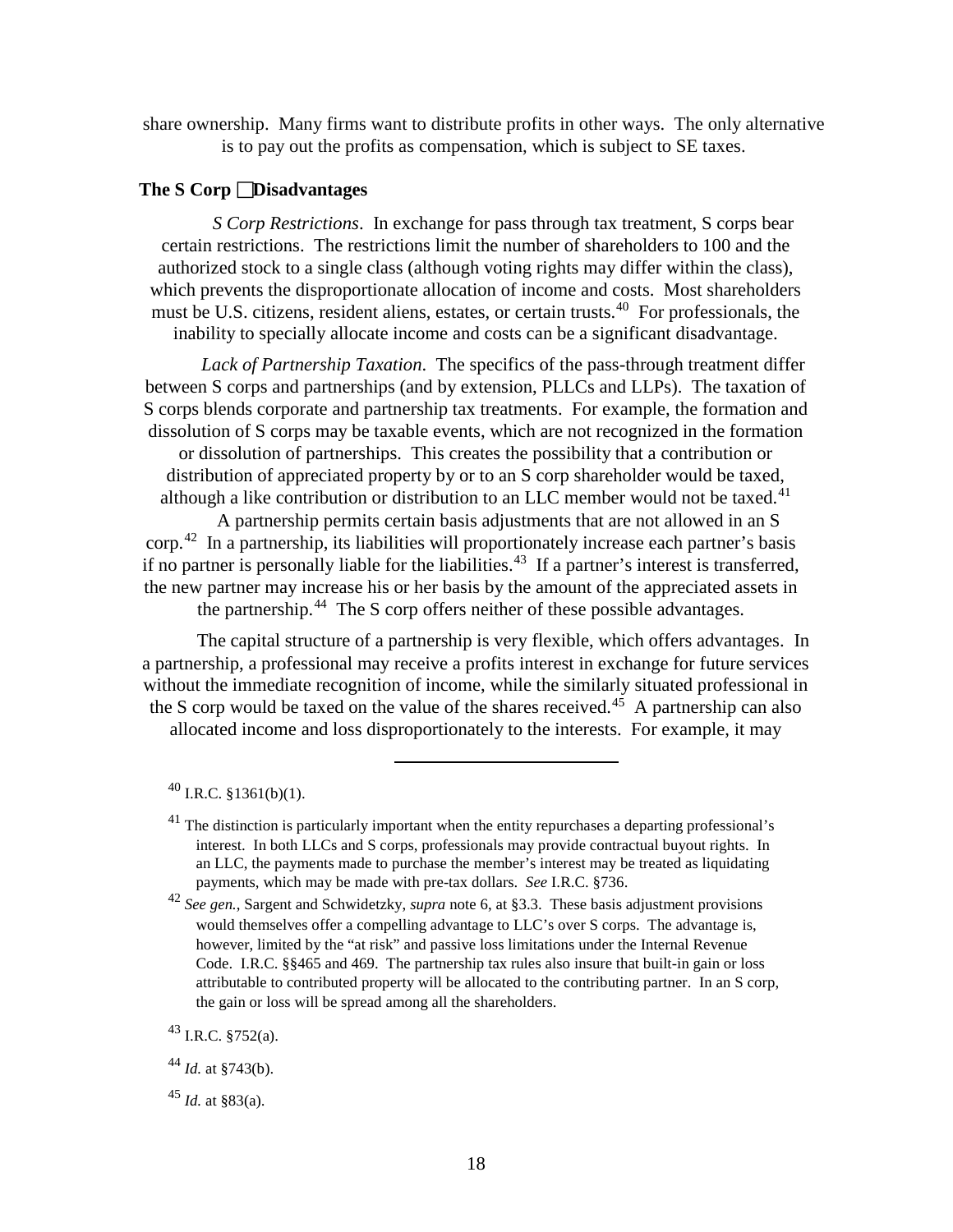share ownership. Many firms want to distribute profits in other ways. The only alternative is to pay out the profits as compensation, which is subject to SE taxes.

### The S Corp Disadvantages

*S Corp Restrictions*. In exchange for pass through tax treatment, S corps bear certain restrictions. The restrictions limit the number of shareholders to 100 and the authorized stock to a single class (although voting rights may differ within the class), which prevents the disproportionate allocation of income and costs. Most shareholders must be U.S. citizens, resident aliens, estates, or certain trusts.[40] For professionals, the inability to specially allocate income and costs can be a significant disadvantage.

*Lack of Partnership Taxation*. The specifics of the pass-through treatment differ between S corps and partnerships (and by extension, PLLCs and LLPs). The taxation of S corps blends corporate and partnership tax treatments. For example, the formation and dissolution of S corps may be taxable events, which are not recognized in the formation or dissolution of partnerships. This creates the possibility that a contribution or distribution of appreciated property by or to an S corp shareholder would be taxed, although a like contribution or distribution to an LLC member would not be taxed.[41]

A partnership permits certain basis adjustments that are not allowed in an S corp.[42] In a partnership, its liabilities will proportionately increase each partner's basis if no partner is personally liable for the liabilities.[43] If a partner's interest is transferred, the new partner may increase his or her basis by the amount of the appreciated assets in the partnership.[44] The S corp offers neither of these possible advantages.

The capital structure of a partnership is very flexible, which offers advantages. In a partnership, a professional may receive a profits interest in exchange for future services without the immediate recognition of income, while the similarly situated professional in the S corp would be taxed on the value of the shares received.[45] A partnership can also allocated income and loss disproportionately to the interests. For example, it may

---

[40] I.R.C. §1361(b)(1).

[41] The distinction is particularly important when the entity repurchases a departing professional's interest. In both LLCs and S corps, professionals may provide contractual buyout rights. In an LLC, the payments made to purchase the member's interest may be treated as liquidating payments, which may be made with pre-tax dollars. *See* I.R.C. §736.

[42] *See gen.*, Sargent and Schwidetzky, *supra* note 6, at §3.3. These basis adjustment provisions would themselves offer a compelling advantage to LLC's over S corps. The advantage is, however, limited by the "at risk" and passive loss limitations under the Internal Revenue Code. I.R.C. §§465 and 469. The partnership tax rules also insure that built-in gain or loss attributable to contributed property will be allocated to the contributing partner. In an S corp, the gain or loss will be spread among all the shareholders.

[43] I.R.C. §752(a).

[44] *Id.* at §743(b).

[45] *Id.* at §83(a).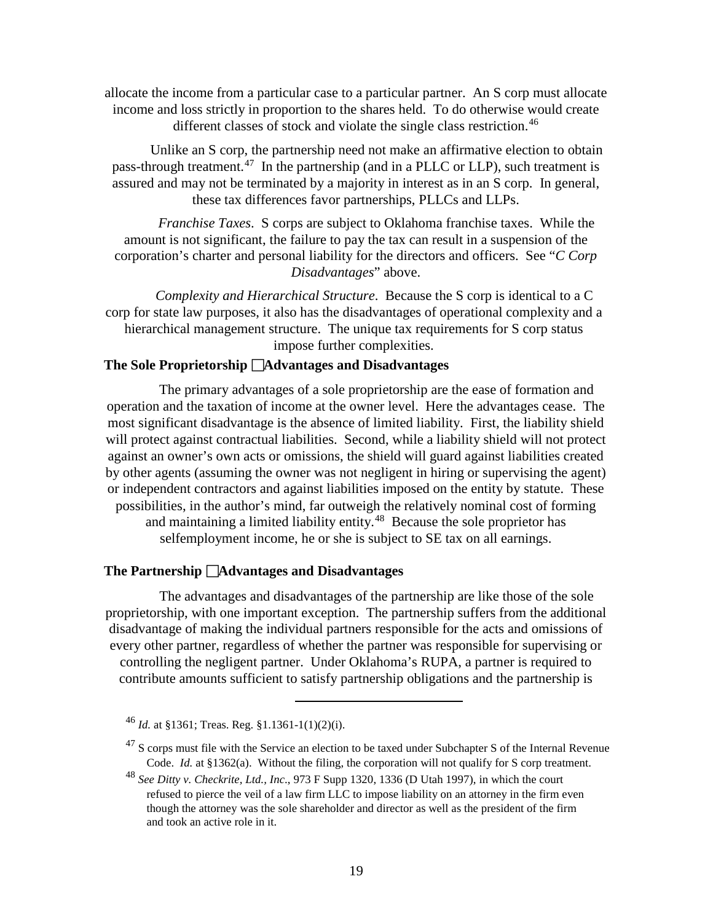allocate the income from a particular case to a particular partner. An S corp must allocate income and loss strictly in proportion to the shares held. To do otherwise would create different classes of stock and violate the single class restriction.[46]

Unlike an S corp, the partnership need not make an affirmative election to obtain pass-through treatment.[47] In the partnership (and in a PLLC or LLP), such treatment is assured and may not be terminated by a majority in interest as in an S corp. In general, these tax differences favor partnerships, PLLCs and LLPs.

*Franchise Taxes*. S corps are subject to Oklahoma franchise taxes. While the amount is not significant, the failure to pay the tax can result in a suspension of the corporation's charter and personal liability for the directors and officers. See "*C Corp Disadvantages*" above.

*Complexity and Hierarchical Structure*. Because the S corp is identical to a C corp for state law purposes, it also has the disadvantages of operational complexity and a hierarchical management structure. The unique tax requirements for S corp status impose further complexities.

**The Sole Proprietorship Advantages and Disadvantages**

The primary advantages of a sole proprietorship are the ease of formation and operation and the taxation of income at the owner level. Here the advantages cease. The most significant disadvantage is the absence of limited liability. First, the liability shield will protect against contractual liabilities. Second, while a liability shield will not protect against an owner's own acts or omissions, the shield will guard against liabilities created by other agents (assuming the owner was not negligent in hiring or supervising the agent) or independent contractors and against liabilities imposed on the entity by statute. These possibilities, in the author's mind, far outweigh the relatively nominal cost of forming and maintaining a limited liability entity.[48] Because the sole proprietor has selfemployment income, he or she is subject to SE tax on all earnings.

**The Partnership Advantages and Disadvantages**

The advantages and disadvantages of the partnership are like those of the sole proprietorship, with one important exception. The partnership suffers from the additional disadvantage of making the individual partners responsible for the acts and omissions of every other partner, regardless of whether the partner was responsible for supervising or controlling the negligent partner. Under Oklahoma's RUPA, a partner is required to contribute amounts sufficient to satisfy partnership obligations and the partnership is

---

[46] *Id.* at §1361; Treas. Reg. §1.1361-1(1)(2)(i).

[47] S corps must file with the Service an election to be taxed under Subchapter S of the Internal Revenue Code. *Id.* at §1362(a). Without the filing, the corporation will not qualify for S corp treatment.

[48] *See Ditty v. Checkrite, Ltd., Inc.*, 973 F Supp 1320, 1336 (D Utah 1997), in which the court refused to pierce the veil of a law firm LLC to impose liability on an attorney in the firm even though the attorney was the sole shareholder and director as well as the president of the firm and took an active role in it.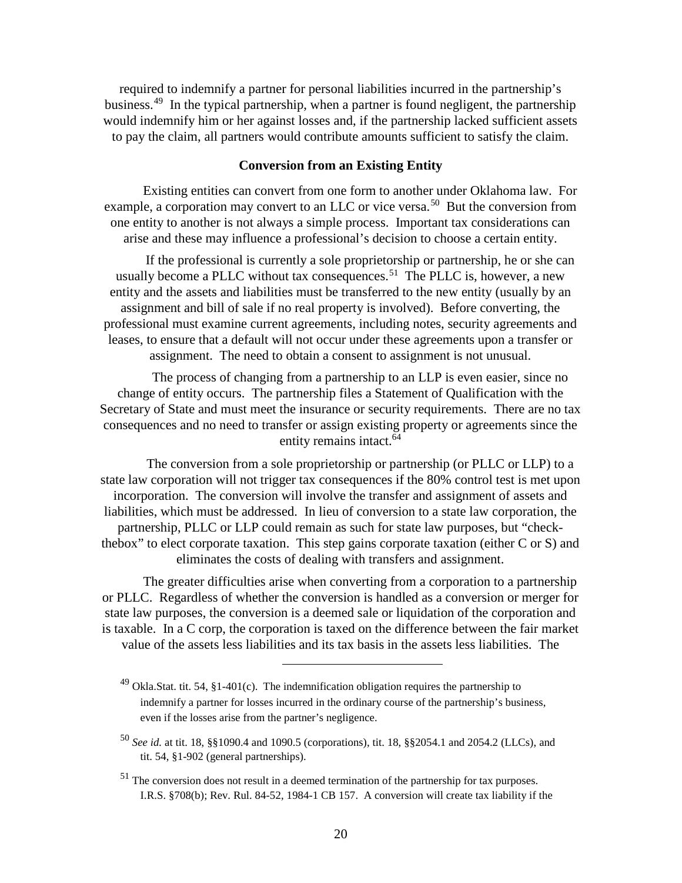required to indemnify a partner for personal liabilities incurred in the partnership's business.[49] In the typical partnership, when a partner is found negligent, the partnership would indemnify him or her against losses and, if the partnership lacked sufficient assets to pay the claim, all partners would contribute amounts sufficient to satisfy the claim.

### Conversion from an Existing Entity

Existing entities can convert from one form to another under Oklahoma law. For example, a corporation may convert to an LLC or vice versa.[50] But the conversion from one entity to another is not always a simple process. Important tax considerations can arise and these may influence a professional's decision to choose a certain entity.

If the professional is currently a sole proprietorship or partnership, he or she can usually become a PLLC without tax consequences.[51] The PLLC is, however, a new entity and the assets and liabilities must be transferred to the new entity (usually by an assignment and bill of sale if no real property is involved). Before converting, the professional must examine current agreements, including notes, security agreements and leases, to ensure that a default will not occur under these agreements upon a transfer or assignment. The need to obtain a consent to assignment is not unusual.

The process of changing from a partnership to an LLP is even easier, since no change of entity occurs. The partnership files a Statement of Qualification with the Secretary of State and must meet the insurance or security requirements. There are no tax consequences and no need to transfer or assign existing property or agreements since the entity remains intact.[64]

The conversion from a sole proprietorship or partnership (or PLLC or LLP) to a state law corporation will not trigger tax consequences if the 80% control test is met upon incorporation. The conversion will involve the transfer and assignment of assets and liabilities, which must be addressed. In lieu of conversion to a state law corporation, the partnership, PLLC or LLP could remain as such for state law purposes, but "check-thebox" to elect corporate taxation. This step gains corporate taxation (either C or S) and eliminates the costs of dealing with transfers and assignment.

The greater difficulties arise when converting from a corporation to a partnership or PLLC. Regardless of whether the conversion is handled as a conversion or merger for state law purposes, the conversion is a deemed sale or liquidation of the corporation and is taxable. In a C corp, the corporation is taxed on the difference between the fair market value of the assets less liabilities and its tax basis in the assets less liabilities. The

---

[49] Okla.Stat. tit. 54, §1-401(c). The indemnification obligation requires the partnership to indemnify a partner for losses incurred in the ordinary course of the partnership's business, even if the losses arise from the partner's negligence.

[50] *See id.* at tit. 18, §§1090.4 and 1090.5 (corporations), tit. 18, §§2054.1 and 2054.2 (LLCs), and tit. 54, §1-902 (general partnerships).

[51] The conversion does not result in a deemed termination of the partnership for tax purposes. I.R.S. §708(b); Rev. Rul. 84-52, 1984-1 CB 157. A conversion will create tax liability if the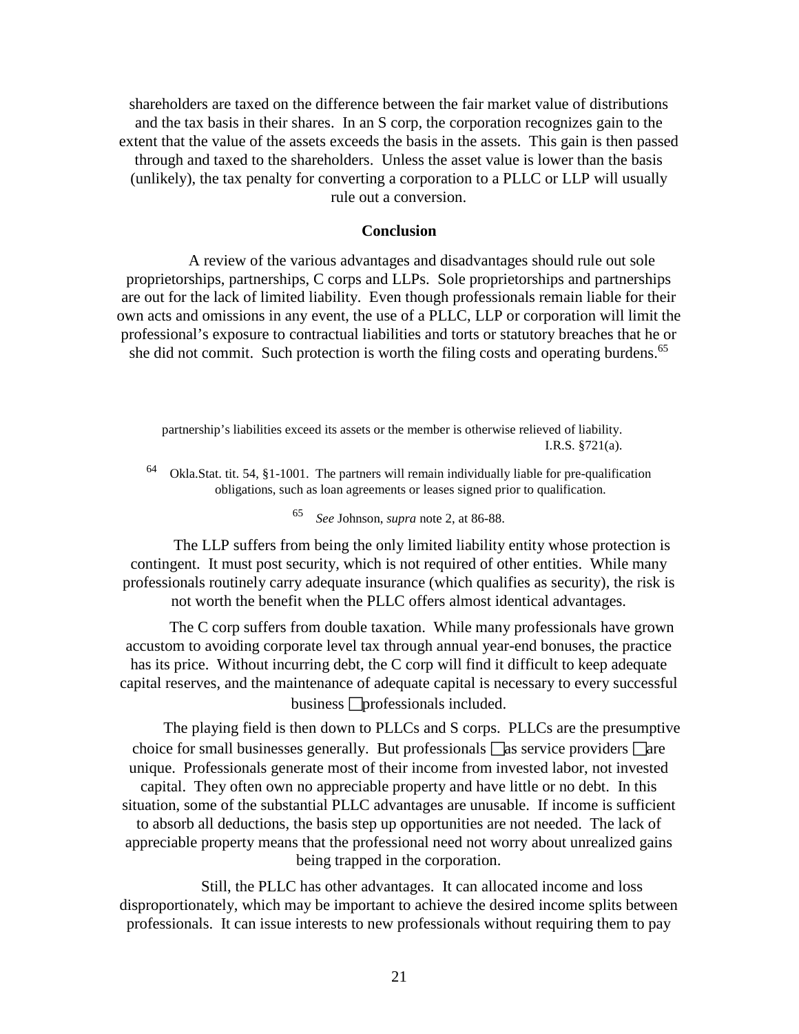shareholders are taxed on the difference between the fair market value of distributions and the tax basis in their shares. In an S corp, the corporation recognizes gain to the extent that the value of the assets exceeds the basis in the assets. This gain is then passed through and taxed to the shareholders. Unless the asset value is lower than the basis (unlikely), the tax penalty for converting a corporation to a PLLC or LLP will usually rule out a conversion.

## Conclusion

A review of the various advantages and disadvantages should rule out sole proprietorships, partnerships, C corps and LLPs. Sole proprietorships and partnerships are out for the lack of limited liability. Even though professionals remain liable for their own acts and omissions in any event, the use of a PLLC, LLP or corporation will limit the professional's exposure to contractual liabilities and torts or statutory breaches that he or she did not commit. Such protection is worth the filing costs and operating burdens.[65]

The LLP suffers from being the only limited liability entity whose protection is contingent. It must post security, which is not required of other entities. While many professionals routinely carry adequate insurance (which qualifies as security), the risk is not worth the benefit when the PLLC offers almost identical advantages.

The C corp suffers from double taxation. While many professionals have grown accustom to avoiding corporate level tax through annual year-end bonuses, the practice has its price. Without incurring debt, the C corp will find it difficult to keep adequate capital reserves, and the maintenance of adequate capital is necessary to every successful business — professionals included.

The playing field is then down to PLLCs and S corps. PLLCs are the presumptive choice for small businesses generally. But professionals — as service providers — are unique. Professionals generate most of their income from invested labor, not invested capital. They often own no appreciable property and have little or no debt. In this situation, some of the substantial PLLC advantages are unusable. If income is sufficient to absorb all deductions, the basis step up opportunities are not needed. The lack of appreciable property means that the professional need not worry about unrealized gains being trapped in the corporation.

Still, the PLLC has other advantages. It can allocated income and loss disproportionately, which may be important to achieve the desired income splits between professionals. It can issue interests to new professionals without requiring them to pay

---

partnership's liabilities exceed its assets or the member is otherwise relieved of liability. I.R.S. §721(a).

[64] Okla.Stat. tit. 54, §1-1001. The partners will remain individually liable for pre-qualification obligations, such as loan agreements or leases signed prior to qualification.

[65] *See* Johnson, *supra* note 2, at 86-88.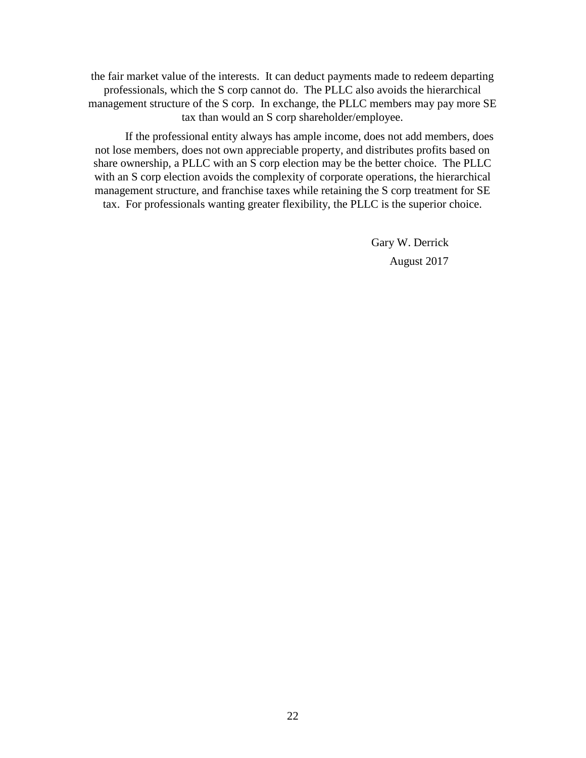the fair market value of the interests. It can deduct payments made to redeem departing professionals, which the S corp cannot do. The PLLC also avoids the hierarchical management structure of the S corp. In exchange, the PLLC members may pay more SE tax than would an S corp shareholder/employee.

If the professional entity always has ample income, does not add members, does not lose members, does not own appreciable property, and distributes profits based on share ownership, a PLLC with an S corp election may be the better choice. The PLLC with an S corp election avoids the complexity of corporate operations, the hierarchical management structure, and franchise taxes while retaining the S corp treatment for SE tax. For professionals wanting greater flexibility, the PLLC is the superior choice.

Gary W. Derrick

August 2017